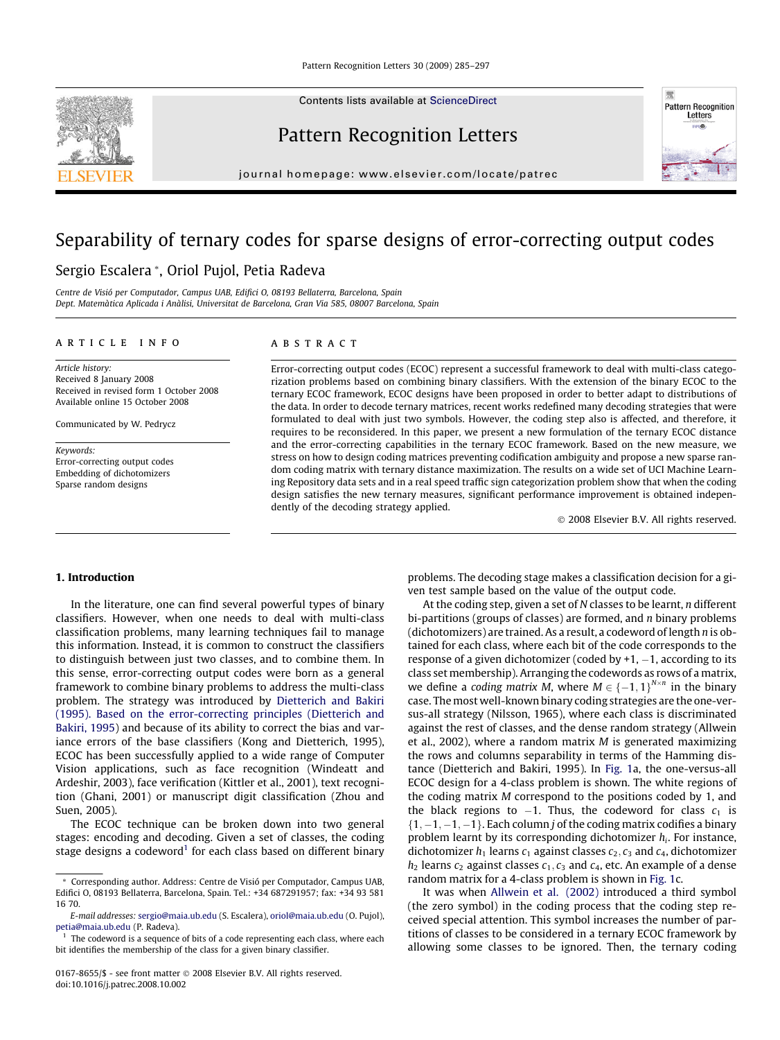# Separability of ternary codes for sparse designs of error-correcting output codes

Sergio Escalera *, Oriol Pujol, Petia Radeva

*Centre de Visió per Computador, Campus UAB, Edifici O, 08193 Bellaterra, Barcelona, Spain*
*Dept. Matemàtica Aplicada i Anàlisi, Universitat de Barcelona, Gran Via 585, 08007 Barcelona, Spain*

## ARTICLE INFO

*Article history:*
Received 8 January 2008
Received in revised form 1 October 2008
Available online 15 October 2008

Communicated by W. Pedrycz

*Keywords:*
Error-correcting output codes
Embedding of dichotomizers
Sparse random designs

## ABSTRACT

Error-correcting output codes (ECOC) represent a successful framework to deal with multi-class categorization problems based on combining binary classifiers. With the extension of the binary ECOC to the ternary ECOC framework, ECOC designs have been proposed in order to better adapt to distributions of the data. In order to decode ternary matrices, recent works redefined many decoding strategies that were formulated to deal with just two symbols. However, the coding step also is affected, and therefore, it requires to be reconsidered. In this paper, we present a new formulation of the ternary ECOC distance and the error-correcting capabilities in the ternary ECOC framework. Based on the new measure, we stress on how to design coding matrices preventing codification ambiguity and propose a new sparse random coding matrix with ternary distance maximization. The results on a wide set of UCI Machine Learning Repository data sets and in a real speed traffic sign categorization problem show that when the coding design satisfies the new ternary measures, significant performance improvement is obtained independently of the decoding strategy applied.

© 2008 Elsevier B.V. All rights reserved.

## 1. Introduction

In the literature, one can find several powerful types of binary classifiers. However, when one needs to deal with multi-class classification problems, many learning techniques fail to manage this information. Instead, it is common to construct the classifiers to distinguish between just two classes, and to combine them. In this sense, error-correcting output codes were born as a general framework to combine binary problems to address the multi-class problem. The strategy was introduced by Dietterich and Bakiri (1995). Based on the error-correcting principles (Dietterich and Bakiri, 1995) and because of its ability to correct the bias and variance errors of the base classifiers (Kong and Dietterich, 1995), ECOC has been successfully applied to a wide range of Computer Vision applications, such as face recognition (Windeatt and Ardeshir, 2003), face verification (Kittler et al., 2001), text recognition (Ghani, 2001) or manuscript digit classification (Zhou and Suen, 2005).

The ECOC technique can be broken down into two general stages: encoding and decoding. Given a set of classes, the coding stage designs a codeword[1] for each class based on different binary problems. The decoding stage makes a classification decision for a given test sample based on the value of the output code.

At the coding step, given a set of $N$ classes to be learnt, $n$ different bi-partitions (groups of classes) are formed, and $n$ binary problems (dichotomizers) are trained. As a result, a codeword of length $n$ is obtained for each class, where each bit of the code corresponds to the response of a given dichotomizer (coded by +1, −1, according to its class set membership). Arranging the codewords as rows of a matrix, we define a *coding matrix* $M$, where $M \in \{-1,1\}^{N\times n}$ in the binary case. The most well-known binary coding strategies are the one-versus-all strategy (Nilsson, 1965), where each class is discriminated against the rest of classes, and the dense random strategy (Allwein et al., 2002), where a random matrix $M$ is generated maximizing the rows and columns separability in terms of the Hamming distance (Dietterich and Bakiri, 1995). In Fig. 1a, the one-versus-all ECOC design for a 4-class problem is shown. The white regions of the coding matrix $M$ correspond to the positions coded by 1, and the black regions to −1. Thus, the codeword for class $c_1$ is $\{1,-1,-1,-1\}$. Each column $j$ of the coding matrix codifies a binary problem learnt by its corresponding dichotomizer $h_j$. For instance, dichotomizer $h_1$ learns $c_1$ against classes $c_2$, $c_3$ and $c_4$, dichotomizer $h_2$ learns $c_2$ against classes $c_1$, $c_3$ and $c_4$, etc. An example of a dense random matrix for a 4-class problem is shown in Fig. 1c.

It was when Allwein et al. (2002) introduced a third symbol (the zero symbol) in the coding process that the coding step received special attention. This symbol increases the number of partitions of classes to be considered in a ternary ECOC framework by allowing some classes to be ignored. Then, the ternary coding

---

* Corresponding author. Address: Centre de Visió per Computador, Campus UAB, Edifici O, 08193 Bellaterra, Barcelona, Spain. Tel.: +34 687291957; fax: +34 93 581 16 70.

*E-mail addresses:* sergio@maia.ub.edu (S. Escalera), oriol@maia.ub.edu (O. Pujol), petia@maia.ub.edu (P. Radeva).

[1] The codeword is a sequence of bits of a code representing each class, where each bit identifies the membership of the class for a given binary classifier.

0167-8655/$ - see front matter © 2008 Elsevier B.V. All rights reserved.
doi:10.1016/j.patrec.2008.10.002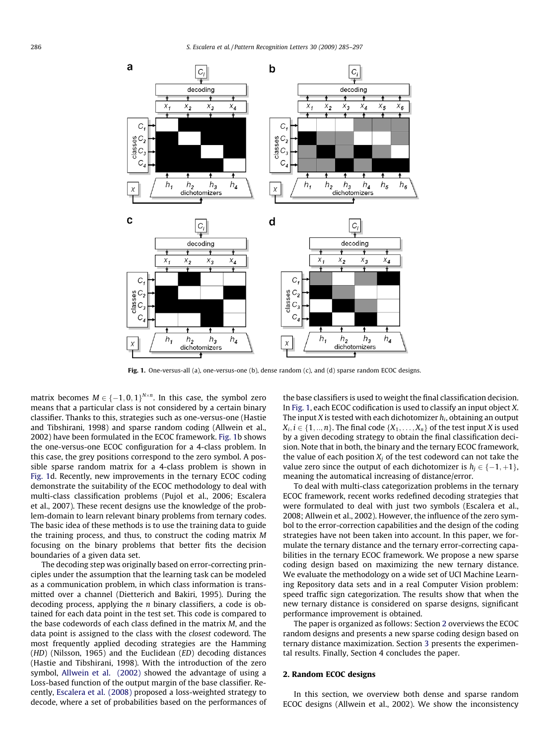Fig. 1. One-versus-all (a), one-versus-one (b), dense random (c), and (d) sparse random ECOC designs.

matrix becomes $M \in \{-1, 0, 1\}^{N \times n}$. In this case, the symbol zero means that a particular class is not considered by a certain binary classifier. Thanks to this, strategies such as one-versus-one (Hastie and Tibshirani, 1998) and sparse random coding (Allwein et al., 2002) have been formulated in the ECOC framework. Fig. 1b shows the one-versus-one ECOC configuration for a 4-class problem. In this case, the grey positions correspond to the zero symbol. A possible sparse random matrix for a 4-class problem is shown in Fig. 1d. Recently, new improvements in the ternary ECOC coding demonstrate the suitability of the ECOC methodology to deal with multi-class classification problems (Pujol et al., 2006; Escalera et al., 2007). These recent designs use the knowledge of the problem-domain to learn relevant binary problems from ternary codes. The basic idea of these methods is to use the training data to guide the training process, and thus, to construct the coding matrix $M$ focusing on the binary problems that better fits the decision boundaries of a given data set.

The decoding step was originally based on error-correcting principles under the assumption that the learning task can be modeled as a communication problem, in which class information is transmitted over a channel (Dietterich and Bakiri, 1995). During the decoding process, applying the $n$ binary classifiers, a code is obtained for each data point in the test set. This code is compared to the base codewords of each class defined in the matrix $M$, and the data point is assigned to the class with the *closest* codeword. The most frequently applied decoding strategies are the Hamming (*HD*) (Nilsson, 1965) and the Euclidean (*ED*) decoding distances (Hastie and Tibshirani, 1998). With the introduction of the zero symbol, Allwein et al. (2002) showed the advantage of using a Loss-based function of the output margin of the base classifier. Recently, Escalera et al. (2008) proposed a loss-weighted strategy to decode, where a set of probabilities based on the performances of the base classifiers is used to weight the final classification decision. In Fig. 1, each ECOC codification is used to classify an input object $X$. The input $X$ is tested with each dichotomizer $h_i$, obtaining an output $X_i, i \in \{1, .., n\}$. The final code $\{X_1, \ldots, X_n\}$ of the test input $X$ is used by a given decoding strategy to obtain the final classification decision. Note that in both, the binary and the ternary ECOC framework, the value of each position $X_j$ of the test codeword can not take the value zero since the output of each dichotomizer is $h_j \in \{-1, +1\}$, meaning the automatical increasing of distance/error.

To deal with multi-class categorization problems in the ternary ECOC framework, recent works redefined decoding strategies that were formulated to deal with just two symbols (Escalera et al., 2008; Allwein et al., 2002). However, the influence of the zero symbol to the error-correction capabilities and the design of the coding strategies have not been taken into account. In this paper, we formulate the ternary distance and the ternary error-correcting capabilities in the ternary ECOC framework. We propose a new sparse coding design based on maximizing the new ternary distance. We evaluate the methodology on a wide set of UCI Machine Learning Repository data sets and in a real Computer Vision problem: speed traffic sign categorization. The results show that when the new ternary distance is considered on sparse designs, significant performance improvement is obtained.

The paper is organized as follows: Section 2 overviews the ECOC random designs and presents a new sparse coding design based on ternary distance maximization. Section 3 presents the experimental results. Finally, Section 4 concludes the paper.

## 2. Random ECOC designs

In this section, we overview both dense and sparse random ECOC designs (Allwein et al., 2002). We show the inconsistency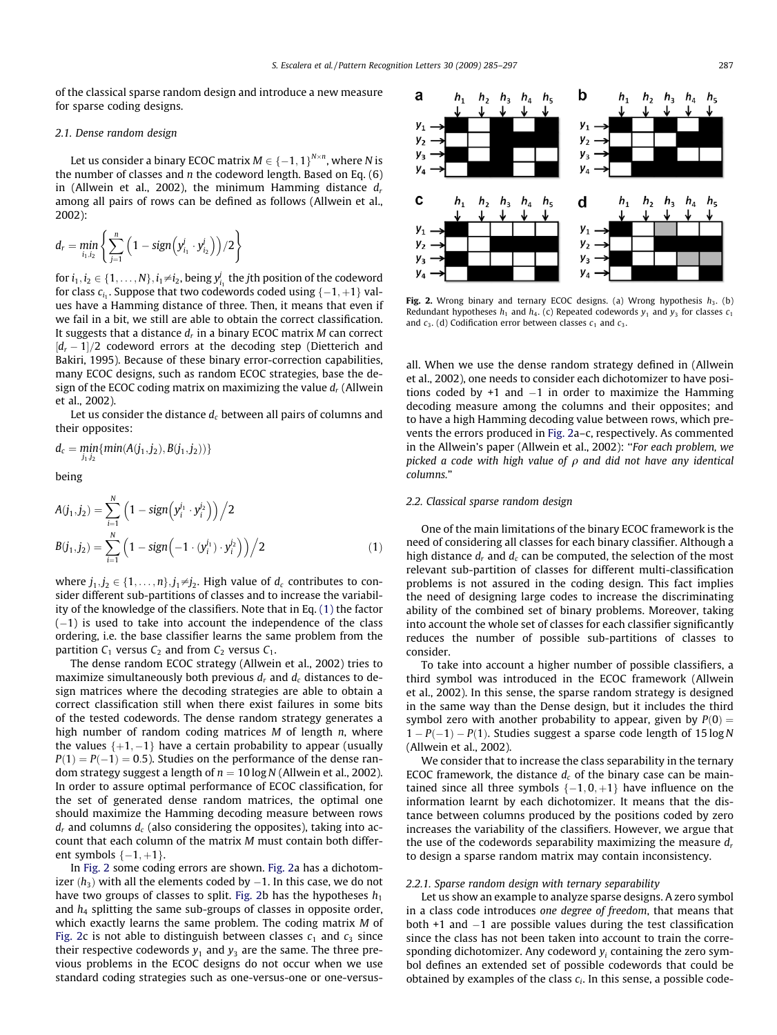of the classical sparse random design and introduce a new measure for sparse coding designs.

### 2.1. Dense random design

Let us consider a binary ECOC matrix $M \in \{-1,1\}^{N\times n}$, where $N$ is the number of classes and $n$ the codeword length. Based on Eq. (6) in (Allwein et al., 2002), the minimum Hamming distance $d_r$ among all pairs of rows can be defined as follows (Allwein et al., 2002):

$$d_r = \min_{i_1,i_2}\left\{\sum_{j=1}^{n}\left(1 - sign\left(y_{i_1}^{j}\cdot y_{i_2}^{j}\right)\right)/2\right\}$$

for $i_1, i_2 \in \{1,\ldots,N\}, i_1 \neq i_2$, being $y_{i_1}^j$ the $j$th position of the codeword for class $c_{i_1}$. Suppose that two codewords coded using $\{-1,+1\}$ values have a Hamming distance of three. Then, it means that even if we fail in a bit, we still are able to obtain the correct classification. It suggests that a distance $d_r$ in a binary ECOC matrix $M$ can correct $[d_r - 1]/2$ codeword errors at the decoding step (Dietterich and Bakiri, 1995). Because of these binary error-correction capabilities, many ECOC designs, such as random ECOC strategies, base the design of the ECOC coding matrix on maximizing the value $d_r$ (Allwein et al., 2002).

Let us consider the distance $d_c$ between all pairs of columns and their opposites:

$$d_c = \min_{j_1,j_2}\{min(A(j_1,j_2), B(j_1,j_2))\}$$

being

$$A(j_1,j_2) = \sum_{i=1}^{N}\left(1 - sign\left(y_i^{j_1}\cdot y_i^{j_2}\right)\right)\Big/2$$
$$B(j_1,j_2) = \sum_{i=1}^{N}\left(1 - sign\left(-1\cdot(y_i^{j_1})\cdot y_i^{j_2}\right)\right)\Big/2 \quad (1)$$

where $j_1, j_2 \in \{1,\ldots,n\}, j_1 \neq j_2$. High value of $d_c$ contributes to consider different sub-partitions of classes and to increase the variability of the knowledge of the classifiers. Note that in Eq. (1) the factor $(-1)$ is used to take into account the independence of the class ordering, i.e. the base classifier learns the same problem from the partition $C_1$ versus $C_2$ and from $C_2$ versus $C_1$.

The dense random ECOC strategy (Allwein et al., 2002) tries to maximize simultaneously both previous $d_r$ and $d_c$ distances to design matrices where the decoding strategies are able to obtain a correct classification still when there exist failures in some bits of the tested codewords. The dense random strategy generates a high number of random coding matrices $M$ of length $n$, where the values $\{+1,-1\}$ have a certain probability to appear (usually $P(1) = P(-1) = 0.5$). Studies on the performance of the dense random strategy suggest a length of $n = 10 \log N$ (Allwein et al., 2002). In order to assure optimal performance of ECOC classification, for the set of generated dense random matrices, the optimal one should maximize the Hamming decoding measure between rows $d_r$ and columns $d_c$ (also considering the opposites), taking into account that each column of the matrix $M$ must contain both different symbols $\{-1,+1\}$.

In Fig. 2 some coding errors are shown. Fig. 2a has a dichotomizer ($h_3$) with all the elements coded by $-1$. In this case, we do not have two groups of classes to split. Fig. 2b has the hypotheses $h_1$ and $h_4$ splitting the same sub-groups of classes in opposite order, which exactly learns the same problem. The coding matrix $M$ of Fig. 2c is not able to distinguish between classes $c_1$ and $c_3$ since their respective codewords $y_1$ and $y_3$ are the same. The three previous problems in the ECOC designs do not occur when we use standard coding strategies such as one-versus-one or one-versus-all. When we use the dense random strategy defined in (Allwein et al., 2002), one needs to consider each dichotomizer to have positions coded by +1 and $-1$ in order to maximize the Hamming decoding measure among the columns and their opposites; and to have a high Hamming decoding value between rows, which prevents the errors produced in Fig. 2a–c, respectively. As commented in the Allwein's paper (Allwein et al., 2002): "*For each problem, we picked a code with high value of ρ and did not have any identical columns.*"

**Fig. 2.** Wrong binary and ternary ECOC designs. (a) Wrong hypothesis $h_3$. (b) Redundant hypotheses $h_1$ and $h_4$. (c) Repeated codewords $y_1$ and $y_3$ for classes $c_1$ and $c_3$. (d) Codification error between classes $c_1$ and $c_3$.

### 2.2. Classical sparse random design

One of the main limitations of the binary ECOC framework is the need of considering all classes for each binary classifier. Although a high distance $d_r$ and $d_c$ can be computed, the selection of the most relevant sub-partition of classes for different multi-classification problems is not assured in the coding design. This fact implies the need of designing large codes to increase the discriminating ability of the combined set of binary problems. Moreover, taking into account the whole set of classes for each classifier significantly reduces the number of possible sub-partitions of classes to consider.

To take into account a higher number of possible classifiers, a third symbol was introduced in the ECOC framework (Allwein et al., 2002). In this sense, the sparse random strategy is designed in the same way than the Dense design, but it includes the third symbol zero with another probability to appear, given by $P(0) = 1 - P(-1) - P(1)$. Studies suggest a sparse code length of $15 \log N$ (Allwein et al., 2002).

We consider that to increase the class separability in the ternary ECOC framework, the distance $d_c$ of the binary case can be maintained since all three symbols $\{-1,0,+1\}$ have influence on the information learnt by each dichotomizer. It means that the distance between columns produced by the positions coded by zero increases the variability of the classifiers. However, we argue that the use of the codewords separability maximizing the measure $d_r$ to design a sparse random matrix may contain inconsistency.

#### 2.2.1. Sparse random design with ternary separability

Let us show an example to analyze sparse designs. A zero symbol in a class code introduces *one degree of freedom*, that means that both +1 and $-1$ are possible values during the test classification since the class has not been taken into account to train the corresponding dichotomizer. Any codeword $y_i$ containing the zero symbol defines an extended set of possible codewords that could be obtained by examples of the class $c_i$. In this sense, a possible code-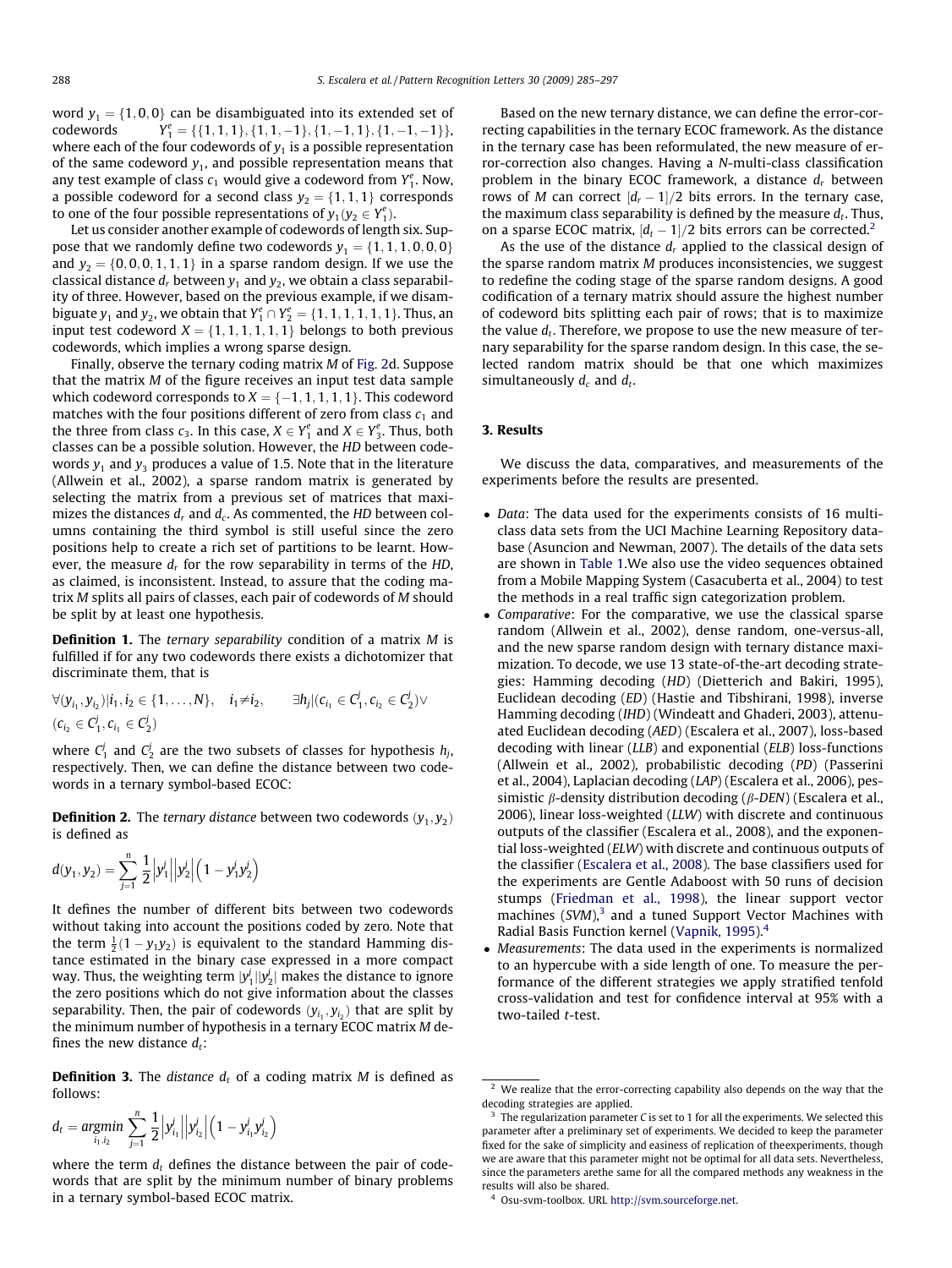word $y_1 = \{1, 0, 0\}$ can be disambiguated into its extended set of codewords $Y_1^e = \{\{1, 1, 1\}, \{1, 1, -1\}, \{1, -1, 1\}, \{1, -1, -1\}\}$, where each of the four codewords of $y_1$ is a possible representation of the same codeword $y_1$, and possible representation means that any test example of class $c_1$ would give a codeword from $Y_1^e$. Now, a possible codeword for a second class $y_2 = \{1, 1, 1\}$ corresponds to one of the four possible representations of $y_1 (y_2 \in Y_1^e)$.

Let us consider another example of codewords of length six. Suppose that we randomly define two codewords $y_1 = \{1, 1, 1, 0, 0, 0\}$ and $y_2 = \{0, 0, 0, 1, 1, 1\}$ in a sparse random design. If we use the classical distance $d_r$ between $y_1$ and $y_2$, we obtain a class separability of three. However, based on the previous example, if we disambiguate $y_1$ and $y_2$, we obtain that $Y_1^e \cap Y_2^e = \{1, 1, 1, 1, 1, 1\}$. Thus, an input test codeword $X = \{1, 1, 1, 1, 1, 1\}$ belongs to both previous codewords, which implies a wrong sparse design.

Finally, observe the ternary coding matrix $M$ of Fig. 2d. Suppose that the matrix $M$ of the figure receives an input test data sample which codeword corresponds to $X = \{-1, 1, 1, 1, 1\}$. This codeword matches with the four positions different of zero from class $c_1$ and the three from class $c_3$. In this case, $X \in Y_1^e$ and $X \in Y_3^e$. Thus, both classes can be a possible solution. However, the *HD* between codewords $y_1$ and $y_3$ produces a value of 1.5. Note that in the literature (Allwein et al., 2002), a sparse random matrix is generated by selecting the matrix from a previous set of matrices that maximizes the distances $d_r$ and $d_c$. As commented, the *HD* between columns containing the third symbol is still useful since the zero positions help to create a rich set of partitions to be learnt. However, the measure $d_r$ for the row separability in terms of the *HD*, as claimed, is inconsistent. Instead, to assure that the coding matrix $M$ splits all pairs of classes, each pair of codewords of $M$ should be split by at least one hypothesis.

**Definition 1.** The *ternary separability* condition of a matrix $M$ is fulfilled if for any two codewords there exists a dichotomizer that discriminate them, that is

$$\forall (y_{i_1}, y_{i_2}) | i_1, i_2 \in \{1, \ldots, N\}, \quad i_1 \neq i_2, \qquad \exists h_j | (c_{i_1} \in C_1^j, c_{i_2} \in C_2^j) \vee (c_{i_2} \in C_1^j, c_{i_1} \in C_2^j)$$

where $C_1^j$ and $C_2^j$ are the two subsets of classes for hypothesis $h_j$, respectively. Then, we can define the distance between two codewords in a ternary symbol-based ECOC:

**Definition 2.** The *ternary distance* between two codewords $(y_1, y_2)$ is defined as

$$d(y_1, y_2) = \sum_{j=1}^{n} \frac{1}{2} \left| y_1^j \right| \left| y_2^j \right| \left( 1 - y_1^j y_2^j \right)$$

It defines the number of different bits between two codewords without taking into account the positions coded by zero. Note that the term $\frac{1}{2}(1 - y_1 y_2)$ is equivalent to the standard Hamming distance estimated in the binary case expressed in a more compact way. Thus, the weighting term $|y_1^j||y_2^j|$ makes the distance to ignore the zero positions which do not give information about the classes separability. Then, the pair of codewords $(y_{i_1}, y_{i_2})$ that are split by the minimum number of hypothesis in a ternary ECOC matrix $M$ defines the new distance $d_t$:

**Definition 3.** The *distance* $d_t$ of a coding matrix $M$ is defined as follows:

$$d_t = \underset{i_1, i_2}{argmin} \sum_{j=1}^{n} \frac{1}{2} \left| y_{i_1}^j \right| \left| y_{i_2}^j \right| \left( 1 - y_{i_1}^j y_{i_2}^j \right)$$

where the term $d_t$ defines the distance between the pair of codewords that are split by the minimum number of binary problems in a ternary symbol-based ECOC matrix.

Based on the new ternary distance, we can define the error-correcting capabilities in the ternary ECOC framework. As the distance in the ternary case has been reformulated, the new measure of error-correction also changes. Having a $N$-multi-class classification problem in the binary ECOC framework, a distance $d_r$ between rows of $M$ can correct $\lfloor d_r - 1 \rfloor / 2$ bits errors. In the ternary case, the maximum class separability is defined by the measure $d_t$. Thus, on a sparse ECOC matrix, $\lfloor d_t - 1 \rfloor / 2$ bits errors can be corrected.[2]

As the use of the distance $d_r$ applied to the classical design of the sparse random matrix $M$ produces inconsistencies, we suggest to redefine the coding stage of the sparse random designs. A good codification of a ternary matrix should assure the highest number of codeword bits splitting each pair of rows; that is to maximize the value $d_t$. Therefore, we propose to use the new measure of ternary separability for the sparse random design. In this case, the selected random matrix should be that one which maximizes simultaneously $d_c$ and $d_t$.

## 3. Results

We discuss the data, comparatives, and measurements of the experiments before the results are presented.

- *Data*: The data used for the experiments consists of 16 multiclass data sets from the UCI Machine Learning Repository database (Asuncion and Newman, 2007). The details of the data sets are shown in Table 1.We also use the video sequences obtained from a Mobile Mapping System (Casacuberta et al., 2004) to test the methods in a real traffic sign categorization problem.
- *Comparative*: For the comparative, we use the classical sparse random (Allwein et al., 2002), dense random, one-versus-all, and the new sparse random design with ternary distance maximization. To decode, we use 13 state-of-the-art decoding strategies: Hamming decoding (*HD*) (Dietterich and Bakiri, 1995), Euclidean decoding (*ED*) (Hastie and Tibshirani, 1998), inverse Hamming decoding (*IHD*) (Windeatt and Ghaderi, 2003), attenuated Euclidean decoding (*AED*) (Escalera et al., 2007), loss-based decoding with linear (*LLB*) and exponential (*ELB*) loss-functions (Allwein et al., 2002), probabilistic decoding (*PD*) (Passerini et al., 2004), Laplacian decoding (*LAP*) (Escalera et al., 2006), pessimistic $\beta$-density distribution decoding ($\beta$-*DEN*) (Escalera et al., 2006), linear loss-weighted (*LLW*) with discrete and continuous outputs of the classifier (Escalera et al., 2008), and the exponential loss-weighted (*ELW*) with discrete and continuous outputs of the classifier (Escalera et al., 2008). The base classifiers used for the experiments are Gentle Adaboost with 50 runs of decision stumps (Friedman et al., 1998), the linear support vector machines (*SVM*),[3] and a tuned Support Vector Machines with Radial Basis Function kernel (Vapnik, 1995).[4]
- *Measurements*: The data used in the experiments is normalized to an hypercube with a side length of one. To measure the performance of the different strategies we apply stratified tenfold cross-validation and test for confidence interval at 95% with a two-tailed $t$-test.

---

[2] We realize that the error-correcting capability also depends on the way that the decoding strategies are applied.

[3] The regularization parameter $C$ is set to 1 for all the experiments. We selected this parameter after a preliminary set of experiments. We decided to keep the parameter fixed for the sake of simplicity and easiness of replication of theexperiments, though we are aware that this parameter might not be optimal for all data sets. Nevertheless, since the parameters arethe same for all the compared methods any weakness in the results will also be shared.

[4] Osu-svm-toolbox. URL http://svm.sourceforge.net.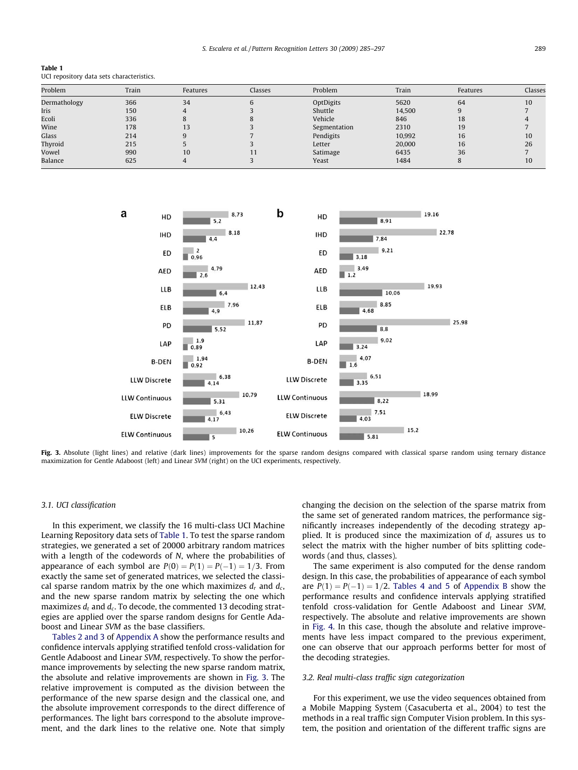**Table 1**
UCI repository data sets characteristics.

| Problem | Train | Features | Classes | Problem | Train | Features | Classes |
|---|---|---|---|---|---|---|---|
| Dermathology | 366 | 34 | 6 | OptDigits | 5620 | 64 | 10 |
| Iris | 150 | 4 | 3 | Shuttle | 14,500 | 9 | 7 |
| Ecoli | 336 | 8 | 8 | Vehicle | 846 | 18 | 4 |
| Wine | 178 | 13 | 3 | Segmentation | 2310 | 19 | 7 |
| Glass | 214 | 9 | 7 | Pendigits | 10,992 | 16 | 10 |
| Thyroid | 215 | 5 | 3 | Letter | 20,000 | 16 | 26 |
| Vowel | 990 | 10 | 11 | Satimage | 6435 | 36 | 7 |
| Balance | 625 | 4 | 3 | Yeast | 1484 | 8 | 10 |

**Fig. 3.** Absolute (light lines) and relative (dark lines) improvements for the sparse random designs compared with classical sparse random using ternary distance maximization for Gentle Adaboost (left) and Linear *SVM* (right) on the UCI experiments, respectively.

### 3.1. UCI classification

In this experiment, we classify the 16 multi-class UCI Machine Learning Repository data sets of Table 1. To test the sparse random strategies, we generated a set of 20000 arbitrary random matrices with a length of the codewords of $N$, where the probabilities of appearance of each symbol are $P(0) = P(1) = P(-1) = 1/3$. From exactly the same set of generated matrices, we selected the classical sparse random matrix by the one which maximizes $d_r$ and $d_c$, and the new sparse random matrix by selecting the one which maximizes $d_t$ and $d_c$. To decode, the commented 13 decoding strategies are applied over the sparse random designs for Gentle Adaboost and Linear *SVM* as the base classifiers.

Tables 2 and 3 of Appendix A show the performance results and confidence intervals applying stratified tenfold cross-validation for Gentle Adaboost and Linear *SVM*, respectively. To show the performance improvements by selecting the new sparse random matrix, the absolute and relative improvements are shown in Fig. 3. The relative improvement is computed as the division between the performance of the new sparse design and the classical one, and the absolute improvement corresponds to the direct difference of performances. The light bars correspond to the absolute improvement, and the dark lines to the relative one. Note that simply changing the decision on the selection of the sparse matrix from the same set of generated random matrices, the performance significantly increases independently of the decoding strategy applied. It is produced since the maximization of $d_t$ assures us to select the matrix with the higher number of bits splitting codewords (and thus, classes).

The same experiment is also computed for the dense random design. In this case, the probabilities of appearance of each symbol are $P(1) = P(-1) = 1/2$. Tables 4 and 5 of Appendix B show the performance results and confidence intervals applying stratified tenfold cross-validation for Gentle Adaboost and Linear *SVM*, respectively. The absolute and relative improvements are shown in Fig. 4. In this case, though the absolute and relative improvements have less impact compared to the previous experiment, one can observe that our approach performs better for most of the decoding strategies.

### 3.2. Real multi-class traffic sign categorization

For this experiment, we use the video sequences obtained from a Mobile Mapping System (Casacuberta et al., 2004) to test the methods in a real traffic sign Computer Vision problem. In this system, the position and orientation of the different traffic signs are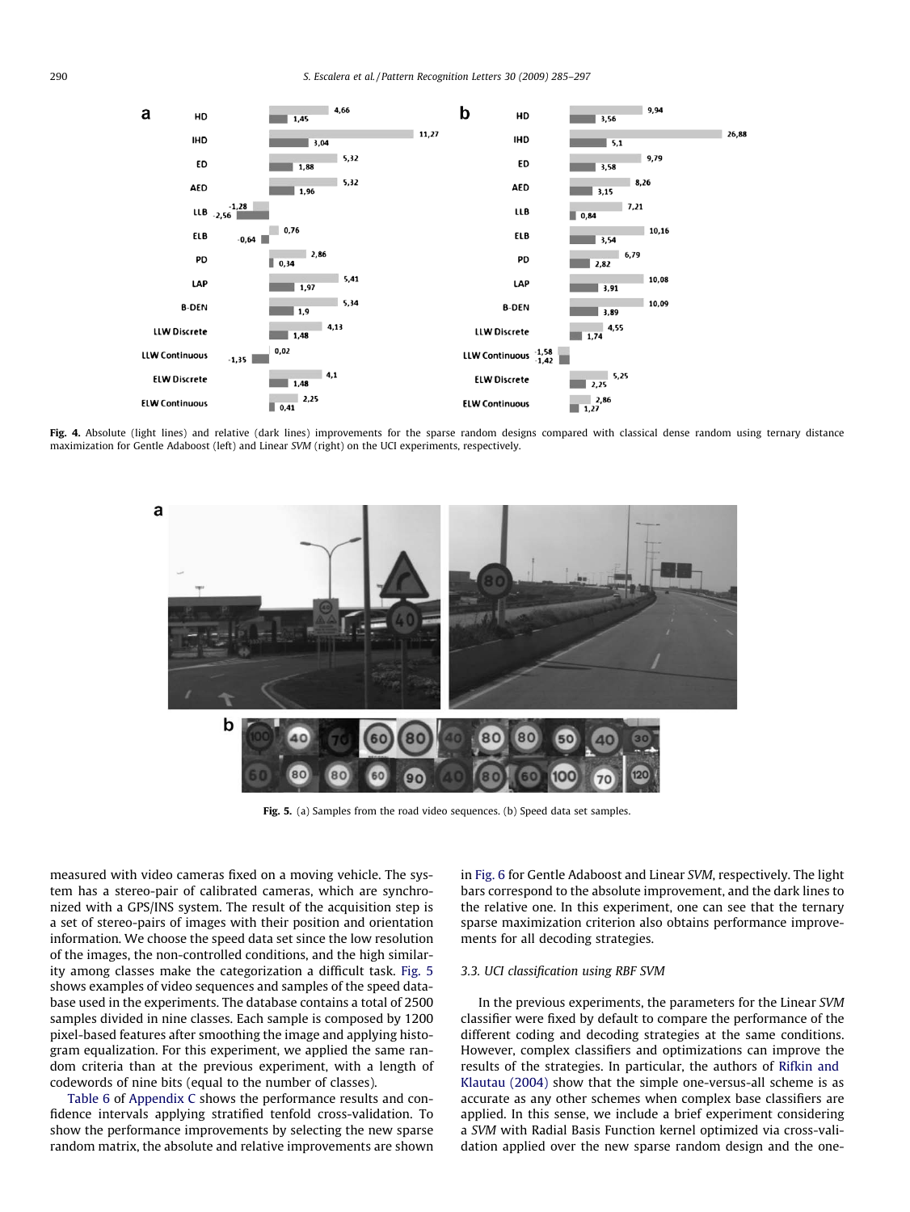Fig. 4. Absolute (light lines) and relative (dark lines) improvements for the sparse random designs compared with classical dense random using ternary distance maximization for Gentle Adaboost (left) and Linear *SVM* (right) on the UCI experiments, respectively.

Fig. 5. (a) Samples from the road video sequences. (b) Speed data set samples.

measured with video cameras fixed on a moving vehicle. The system has a stereo-pair of calibrated cameras, which are synchronized with a GPS/INS system. The result of the acquisition step is a set of stereo-pairs of images with their position and orientation information. We choose the speed data set since the low resolution of the images, the non-controlled conditions, and the high similarity among classes make the categorization a difficult task. Fig. 5 shows examples of video sequences and samples of the speed database used in the experiments. The database contains a total of 2500 samples divided in nine classes. Each sample is composed by 1200 pixel-based features after smoothing the image and applying histogram equalization. For this experiment, we applied the same random criteria than at the previous experiment, with a length of codewords of nine bits (equal to the number of classes).

Table 6 of Appendix C shows the performance results and confidence intervals applying stratified tenfold cross-validation. To show the performance improvements by selecting the new sparse random matrix, the absolute and relative improvements are shown in Fig. 6 for Gentle Adaboost and Linear *SVM*, respectively. The light bars correspond to the absolute improvement, and the dark lines to the relative one. In this experiment, one can see that the ternary sparse maximization criterion also obtains performance improvements for all decoding strategies.

### 3.3. UCI classification using RBF SVM

In the previous experiments, the parameters for the Linear *SVM* classifier were fixed by default to compare the performance of the different coding and decoding strategies at the same conditions. However, complex classifiers and optimizations can improve the results of the strategies. In particular, the authors of Rifkin and Klautau (2004) show that the simple one-versus-all scheme is as accurate as any other schemes when complex base classifiers are applied. In this sense, we include a brief experiment considering a *SVM* with Radial Basis Function kernel optimized via cross-validation applied over the new sparse random design and the one-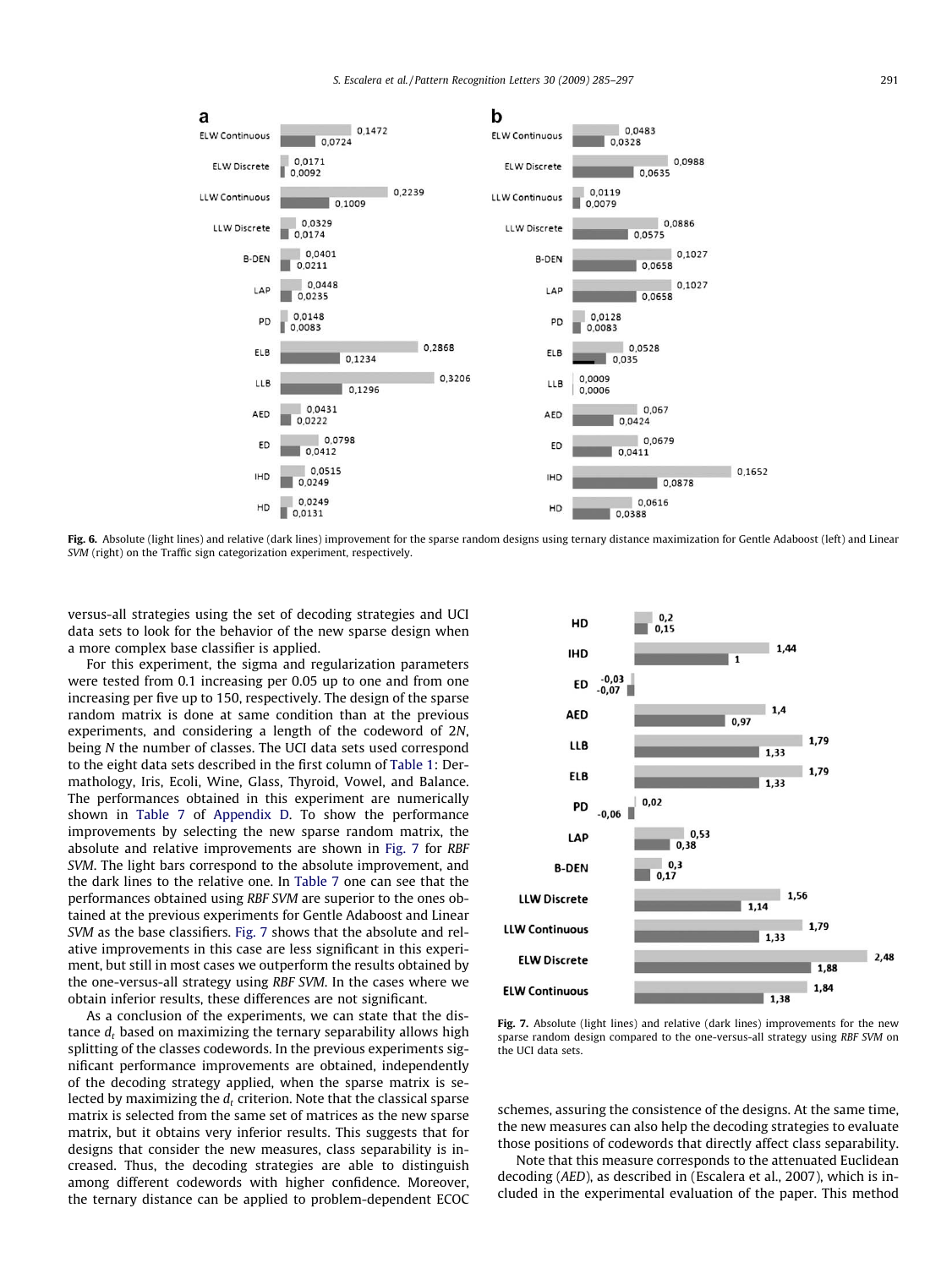**Fig. 6.** Absolute (light lines) and relative (dark lines) improvement for the sparse random designs using ternary distance maximization for Gentle Adaboost (left) and Linear *SVM* (right) on the Traffic sign categorization experiment, respectively.

versus-all strategies using the set of decoding strategies and UCI data sets to look for the behavior of the new sparse design when a more complex base classifier is applied.

For this experiment, the sigma and regularization parameters were tested from 0.1 increasing per 0.05 up to one and from one increasing per five up to 150, respectively. The design of the sparse random matrix is done at same condition than at the previous experiments, and considering a length of the codeword of 2*N*, being *N* the number of classes. The UCI data sets used correspond to the eight data sets described in the first column of Table 1: Dermathology, Iris, Ecoli, Wine, Glass, Thyroid, Vowel, and Balance. The performances obtained in this experiment are numerically shown in Table 7 of Appendix D. To show the performance improvements by selecting the new sparse random matrix, the absolute and relative improvements are shown in Fig. 7 for *RBF SVM*. The light bars correspond to the absolute improvement, and the dark lines to the relative one. In Table 7 one can see that the performances obtained using *RBF SVM* are superior to the ones obtained at the previous experiments for Gentle Adaboost and Linear *SVM* as the base classifiers. Fig. 7 shows that the absolute and relative improvements in this case are less significant in this experiment, but still in most cases we outperform the results obtained by the one-versus-all strategy using *RBF SVM*. In the cases where we obtain inferior results, these differences are not significant.

As a conclusion of the experiments, we can state that the distance $d_t$ based on maximizing the ternary separability allows high splitting of the classes codewords. In the previous experiments significant performance improvements are obtained, independently of the decoding strategy applied, when the sparse matrix is selected by maximizing the $d_t$ criterion. Note that the classical sparse matrix is selected from the same set of matrices as the new sparse matrix, but it obtains very inferior results. This suggests that for designs that consider the new measures, class separability is increased. Thus, the decoding strategies are able to distinguish among different codewords with higher confidence. Moreover, the ternary distance can be applied to problem-dependent ECOC schemes, assuring the consistence of the designs. At the same time, the new measures can also help the decoding strategies to evaluate those positions of codewords that directly affect class separability.

**Fig. 7.** Absolute (light lines) and relative (dark lines) improvements for the new sparse random design compared to the one-versus-all strategy using *RBF SVM* on the UCI data sets.

Note that this measure corresponds to the attenuated Euclidean decoding (*AED*), as described in (Escalera et al., 2007), which is included in the experimental evaluation of the paper. This method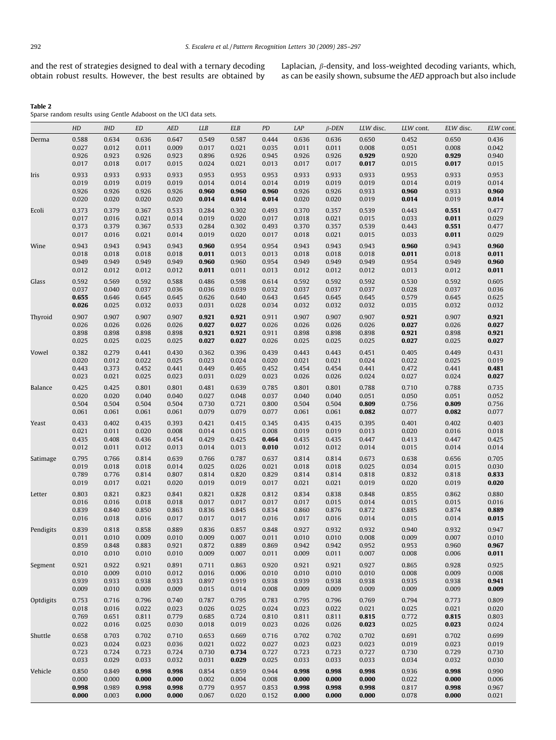and the rest of strategies designed to deal with a ternary decoding obtain robust results. However, the best results are obtained by Laplacian, $\beta$-density, and loss-weighted decoding variants, which, as can be easily shown, subsume the *AED* approach but also include

**Table 2**
Sparse random results using Gentle Adaboost on the UCI data sets.

| | *HD* | *IHD* | *ED* | *AED* | *LLB* | *ELB* | *PD* | *LAP* | *β-DEN* | *LLW* disc. | *LLW* cont. | *ELW* disc. | *ELW* cont. |
|---|---|---|---|---|---|---|---|---|---|---|---|---|---|
| Derma | 0.588 | 0.634 | 0.636 | 0.647 | 0.549 | 0.587 | 0.444 | 0.636 | 0.636 | 0.650 | 0.452 | 0.650 | 0.436 |
| | 0.027 | 0.012 | 0.011 | 0.009 | 0.017 | 0.021 | 0.035 | 0.011 | 0.011 | 0.008 | 0.051 | 0.008 | 0.042 |
| | 0.926 | 0.923 | 0.926 | 0.923 | 0.896 | 0.926 | 0.945 | 0.926 | 0.926 | **0.929** | 0.920 | **0.929** | 0.940 |
| | 0.017 | 0.018 | 0.017 | 0.015 | 0.024 | 0.021 | 0.013 | 0.017 | 0.017 | **0.017** | 0.015 | **0.017** | 0.015 |
| Iris | 0.933 | 0.933 | 0.933 | 0.933 | 0.953 | 0.953 | 0.953 | 0.933 | 0.933 | 0.933 | 0.953 | 0.933 | 0.953 |
| | 0.019 | 0.019 | 0.019 | 0.019 | 0.014 | 0.014 | 0.014 | 0.019 | 0.019 | 0.019 | 0.014 | 0.019 | 0.014 |
| | 0.926 | 0.926 | 0.926 | 0.926 | **0.960** | **0.960** | **0.960** | 0.926 | 0.926 | 0.933 | **0.960** | 0.933 | **0.960** |
| | 0.020 | 0.020 | 0.020 | 0.020 | **0.014** | **0.014** | **0.014** | 0.020 | 0.020 | 0.019 | **0.014** | 0.019 | **0.014** |
| Ecoli | 0.373 | 0.379 | 0.367 | 0.533 | 0.284 | 0.302 | 0.493 | 0.370 | 0.357 | 0.539 | 0.443 | **0.551** | 0.477 |
| | 0.017 | 0.016 | 0.021 | 0.014 | 0.019 | 0.020 | 0.017 | 0.018 | 0.021 | 0.015 | 0.033 | **0.011** | 0.029 |
| | 0.373 | 0.379 | 0.367 | 0.533 | 0.284 | 0.302 | 0.493 | 0.370 | 0.357 | 0.539 | 0.443 | **0.551** | 0.477 |
| | 0.017 | 0.016 | 0.021 | 0.014 | 0.019 | 0.020 | 0.017 | 0.018 | 0.021 | 0.015 | 0.033 | **0.011** | 0.029 |
| Wine | 0.943 | 0.943 | 0.943 | 0.943 | **0.960** | 0.954 | 0.954 | 0.943 | 0.943 | 0.943 | **0.960** | 0.943 | **0.960** |
| | 0.018 | 0.018 | 0.018 | 0.018 | **0.011** | 0.013 | 0.013 | 0.018 | 0.018 | 0.018 | **0.011** | 0.018 | **0.011** |
| | 0.949 | 0.949 | 0.949 | 0.949 | **0.960** | 0.960 | 0.954 | 0.949 | 0.949 | 0.949 | 0.954 | 0.949 | **0.960** |
| | 0.012 | 0.012 | 0.012 | 0.012 | **0.011** | 0.011 | 0.013 | 0.012 | 0.012 | 0.012 | 0.013 | 0.012 | **0.011** |
| Glass | 0.592 | 0.569 | 0.592 | 0.588 | 0.486 | 0.598 | 0.614 | 0.592 | 0.592 | 0.592 | 0.530 | 0.592 | 0.605 |
| | 0.037 | 0.040 | 0.037 | 0.036 | 0.036 | 0.039 | 0.032 | 0.037 | 0.037 | 0.037 | 0.028 | 0.037 | 0.036 |
| | **0.655** | 0.646 | 0.645 | 0.645 | 0.626 | 0.640 | 0.643 | 0.645 | 0.645 | 0.645 | 0.579 | 0.645 | 0.625 |
| | **0.026** | 0.025 | 0.032 | 0.033 | 0.031 | 0.028 | 0.034 | 0.032 | 0.032 | 0.032 | 0.035 | 0.032 | 0.032 |
| Thyroid | 0.907 | 0.907 | 0.907 | 0.907 | **0.921** | **0.921** | 0.911 | 0.907 | 0.907 | 0.907 | **0.921** | 0.907 | **0.921** |
| | 0.026 | 0.026 | 0.026 | 0.026 | **0.027** | **0.027** | 0.026 | 0.026 | 0.026 | 0.026 | **0.027** | 0.026 | **0.027** |
| | 0.898 | 0.898 | 0.898 | 0.898 | **0.921** | **0.921** | 0.911 | 0.898 | 0.898 | 0.898 | **0.921** | 0.898 | **0.921** |
| | 0.025 | 0.025 | 0.025 | 0.025 | **0.027** | **0.027** | 0.026 | 0.025 | 0.025 | 0.025 | **0.027** | 0.025 | **0.027** |
| Vowel | 0.382 | 0.279 | 0.441 | 0.430 | 0.362 | 0.396 | 0.439 | 0.443 | 0.443 | 0.451 | 0.405 | 0.449 | 0.431 |
| | 0.020 | 0.012 | 0.022 | 0.025 | 0.023 | 0.024 | 0.020 | 0.021 | 0.021 | 0.024 | 0.022 | 0.025 | 0.019 |
| | 0.443 | 0.373 | 0.452 | 0.441 | 0.449 | 0.465 | 0.452 | 0.454 | 0.454 | 0.441 | 0.472 | 0.441 | **0.481** |
| | 0.023 | 0.021 | 0.025 | 0.023 | 0.031 | 0.029 | 0.023 | 0.026 | 0.026 | 0.024 | 0.027 | 0.024 | **0.027** |
| Balance | 0.425 | 0.425 | 0.801 | 0.801 | 0.481 | 0.639 | 0.785 | 0.801 | 0.801 | 0.788 | 0.710 | 0.788 | 0.735 |
| | 0.020 | 0.020 | 0.040 | 0.040 | 0.027 | 0.048 | 0.037 | 0.040 | 0.040 | 0.051 | 0.050 | 0.051 | 0.052 |
| | 0.504 | 0.504 | 0.504 | 0.504 | 0.730 | 0.721 | 0.800 | 0.504 | 0.504 | **0.809** | 0.756 | **0.809** | 0.756 |
| | 0.061 | 0.061 | 0.061 | 0.061 | 0.079 | 0.079 | 0.077 | 0.061 | 0.061 | **0.082** | 0.077 | **0.082** | 0.077 |
| Yeast | 0.433 | 0.402 | 0.435 | 0.393 | 0.421 | 0.415 | 0.345 | 0.435 | 0.435 | 0.395 | 0.401 | 0.402 | 0.403 |
| | 0.021 | 0.011 | 0.020 | 0.008 | 0.014 | 0.015 | 0.008 | 0.019 | 0.019 | 0.013 | 0.020 | 0.016 | 0.018 |
| | 0.435 | 0.408 | 0.436 | 0.454 | 0.429 | 0.425 | **0.464** | 0.435 | 0.435 | 0.447 | 0.413 | 0.447 | 0.425 |
| | 0.012 | 0.011 | 0.012 | 0.013 | 0.014 | 0.013 | **0.010** | 0.012 | 0.012 | 0.014 | 0.015 | 0.014 | 0.014 |
| Satimage | 0.795 | 0.766 | 0.814 | 0.639 | 0.766 | 0.787 | 0.637 | 0.814 | 0.814 | 0.673 | 0.638 | 0.656 | 0.705 |
| | 0.019 | 0.018 | 0.018 | 0.014 | 0.025 | 0.026 | 0.021 | 0.018 | 0.018 | 0.025 | 0.034 | 0.015 | 0.030 |
| | 0.789 | 0.776 | 0.814 | 0.807 | 0.814 | 0.820 | 0.829 | 0.814 | 0.814 | 0.818 | 0.832 | 0.818 | **0.833** |
| | 0.019 | 0.017 | 0.021 | 0.020 | 0.019 | 0.019 | 0.017 | 0.021 | 0.021 | 0.019 | 0.020 | 0.019 | **0.020** |
| Letter | 0.803 | 0.821 | 0.823 | 0.841 | 0.821 | 0.828 | 0.812 | 0.834 | 0.838 | 0.848 | 0.855 | 0.862 | 0.880 |
| | 0.016 | 0.016 | 0.018 | 0.018 | 0.017 | 0.017 | 0.017 | 0.017 | 0.015 | 0.014 | 0.015 | 0.015 | 0.016 |
| | 0.839 | 0.840 | 0.850 | 0.863 | 0.836 | 0.845 | 0.834 | 0.860 | 0.876 | 0.872 | 0.885 | 0.874 | **0.889** |
| | 0.016 | 0.018 | 0.016 | 0.017 | 0.017 | 0.017 | 0.016 | 0.017 | 0.016 | 0.014 | 0.015 | 0.014 | **0.015** |
| Pendigits | 0.839 | 0.818 | 0.858 | 0.889 | 0.836 | 0.857 | 0.848 | 0.927 | 0.932 | 0.932 | 0.940 | 0.932 | 0.947 |
| | 0.011 | 0.010 | 0.009 | 0.010 | 0.009 | 0.007 | 0.011 | 0.010 | 0.010 | 0.008 | 0.009 | 0.007 | 0.010 |
| | 0.859 | 0.848 | 0.883 | 0.921 | 0.872 | 0.889 | 0.869 | 0.942 | 0.942 | 0.952 | 0.953 | 0.960 | **0.967** |
| | 0.010 | 0.010 | 0.010 | 0.010 | 0.009 | 0.007 | 0.011 | 0.009 | 0.011 | 0.007 | 0.008 | 0.006 | **0.011** |
| Segment | 0.921 | 0.922 | 0.921 | 0.891 | 0.711 | 0.863 | 0.920 | 0.921 | 0.921 | 0.927 | 0.865 | 0.928 | 0.925 |
| | 0.010 | 0.009 | 0.010 | 0.012 | 0.016 | 0.006 | 0.010 | 0.010 | 0.010 | 0.010 | 0.008 | 0.009 | 0.008 |
| | 0.939 | 0.933 | 0.938 | 0.933 | 0.897 | 0.919 | 0.938 | 0.939 | 0.938 | 0.938 | 0.935 | 0.938 | **0.941** |
| | 0.009 | 0.010 | 0.009 | 0.009 | 0.015 | 0.014 | 0.008 | 0.009 | 0.009 | 0.009 | 0.009 | 0.009 | **0.009** |
| Optdigits | 0.753 | 0.716 | 0.796 | 0.740 | 0.787 | 0.795 | 0.783 | 0.795 | 0.796 | 0.769 | 0.794 | 0.773 | 0.809 |
| | 0.018 | 0.016 | 0.022 | 0.023 | 0.026 | 0.025 | 0.024 | 0.023 | 0.022 | 0.021 | 0.025 | 0.021 | 0.020 |
| | 0.769 | 0.651 | 0.811 | 0.779 | 0.685 | 0.724 | 0.810 | 0.811 | 0.811 | **0.815** | 0.772 | **0.815** | 0.803 |
| | 0.022 | 0.016 | 0.025 | 0.030 | 0.018 | 0.019 | 0.023 | 0.026 | 0.026 | **0.023** | 0.025 | **0.023** | 0.024 |
| Shuttle | 0.658 | 0.703 | 0.702 | 0.710 | 0.653 | 0.669 | 0.716 | 0.702 | 0.702 | 0.702 | 0.691 | 0.702 | 0.699 |
| | 0.023 | 0.024 | 0.023 | 0.036 | 0.021 | 0.022 | 0.027 | 0.023 | 0.023 | 0.023 | 0.019 | 0.023 | 0.019 |
| | 0.723 | 0.724 | 0.723 | 0.724 | 0.730 | **0.734** | 0.727 | 0.723 | 0.723 | 0.727 | 0.730 | 0.729 | 0.730 |
| | 0.033 | 0.029 | 0.033 | 0.032 | 0.031 | **0.029** | 0.025 | 0.033 | 0.033 | 0.033 | 0.034 | 0.032 | 0.030 |
| Vehicle | 0.850 | 0.849 | **0.998** | **0.998** | 0.854 | 0.859 | 0.944 | **0.998** | **0.998** | **0.998** | 0.936 | **0.998** | 0.990 |
| | 0.000 | 0.000 | **0.000** | **0.000** | 0.002 | 0.004 | 0.008 | **0.000** | **0.000** | **0.000** | 0.022 | **0.000** | 0.006 |
| | **0.998** | 0.989 | **0.998** | **0.998** | 0.779 | 0.957 | 0.853 | **0.998** | **0.998** | **0.998** | 0.817 | **0.998** | 0.967 |
| | **0.000** | 0.003 | **0.000** | **0.000** | 0.067 | 0.020 | 0.152 | **0.000** | **0.000** | **0.000** | 0.078 | **0.000** | 0.021 |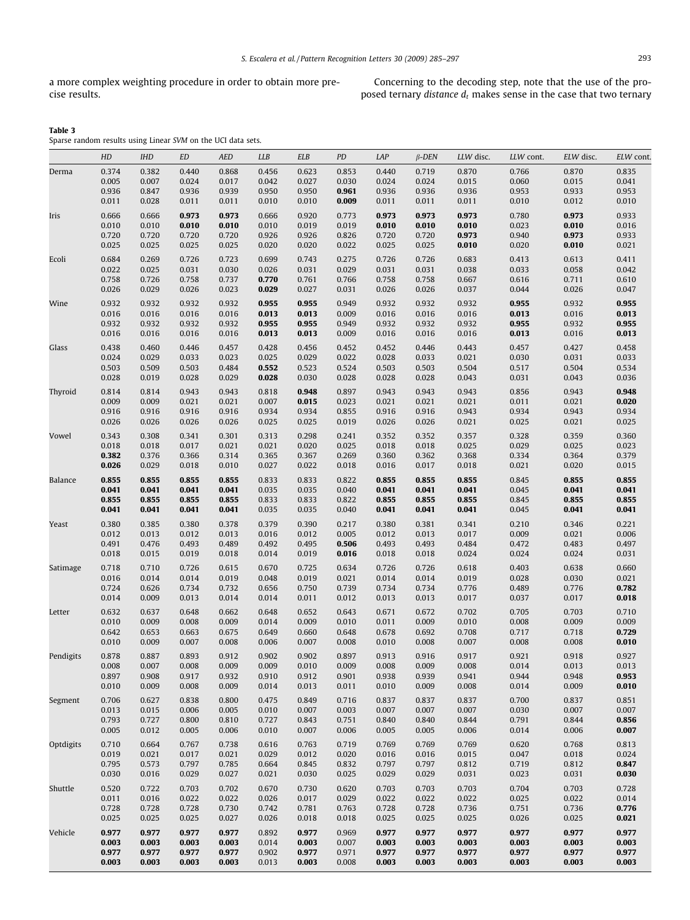a more complex weighting procedure in order to obtain more precise results.

Concerning to the decoding step, note that the use of the proposed ternary *distance* $d_t$ makes sense in the case that two ternary

**Table 3**
Sparse random results using Linear *SVM* on the UCI data sets.

| | *HD* | *IHD* | *ED* | *AED* | *LLB* | *ELB* | *PD* | *LAP* | *β-DEN* | *LLW* disc. | *LLW* cont. | *ELW* disc. | *ELW* cont. |
|---|---|---|---|---|---|---|---|---|---|---|---|---|---|
| Derma | 0.374 | 0.382 | 0.440 | 0.868 | 0.456 | 0.623 | 0.853 | 0.440 | 0.719 | 0.870 | 0.766 | 0.870 | 0.835 |
| | 0.005 | 0.007 | 0.024 | 0.017 | 0.042 | 0.027 | 0.030 | 0.024 | 0.024 | 0.015 | 0.060 | 0.015 | 0.041 |
| | 0.936 | 0.847 | 0.936 | 0.939 | 0.950 | 0.950 | **0.961** | 0.936 | 0.936 | 0.936 | 0.953 | 0.933 | 0.953 |
| | 0.011 | 0.028 | 0.011 | 0.011 | 0.010 | 0.010 | **0.009** | 0.011 | 0.011 | 0.011 | 0.010 | 0.012 | 0.010 |
| Iris | 0.666 | 0.666 | **0.973** | **0.973** | 0.666 | 0.920 | 0.773 | **0.973** | **0.973** | **0.973** | 0.780 | **0.973** | 0.933 |
| | 0.010 | 0.010 | **0.010** | **0.010** | 0.010 | 0.019 | 0.019 | **0.010** | **0.010** | **0.010** | 0.023 | **0.010** | 0.016 |
| | 0.720 | 0.720 | 0.720 | 0.720 | 0.926 | 0.926 | 0.826 | 0.720 | 0.720 | **0.973** | 0.940 | **0.973** | 0.933 |
| | 0.025 | 0.025 | 0.025 | 0.025 | 0.020 | 0.020 | 0.022 | 0.025 | 0.025 | **0.010** | 0.020 | **0.010** | 0.021 |
| Ecoli | 0.684 | 0.269 | 0.726 | 0.723 | 0.699 | 0.743 | 0.275 | 0.726 | 0.726 | 0.683 | 0.413 | 0.613 | 0.411 |
| | 0.022 | 0.025 | 0.031 | 0.030 | 0.026 | 0.031 | 0.029 | 0.031 | 0.031 | 0.038 | 0.033 | 0.058 | 0.042 |
| | 0.758 | 0.726 | 0.758 | 0.737 | **0.770** | 0.761 | 0.766 | 0.758 | 0.758 | 0.667 | 0.616 | 0.711 | 0.610 |
| | 0.026 | 0.029 | 0.026 | 0.023 | **0.029** | 0.027 | 0.031 | 0.026 | 0.026 | 0.037 | 0.044 | 0.026 | 0.047 |
| Wine | 0.932 | 0.932 | 0.932 | 0.932 | **0.955** | **0.955** | 0.949 | 0.932 | 0.932 | 0.932 | **0.955** | 0.932 | **0.955** |
| | 0.016 | 0.016 | 0.016 | 0.016 | **0.013** | **0.013** | 0.009 | 0.016 | 0.016 | 0.016 | **0.013** | 0.016 | **0.013** |
| | 0.932 | 0.932 | 0.932 | 0.932 | **0.955** | **0.955** | 0.949 | 0.932 | 0.932 | 0.932 | **0.955** | 0.932 | **0.955** |
| | 0.016 | 0.016 | 0.016 | 0.016 | **0.013** | **0.013** | 0.009 | 0.016 | 0.016 | 0.016 | **0.013** | 0.016 | **0.013** |
| Glass | 0.438 | 0.460 | 0.446 | 0.457 | 0.428 | 0.456 | 0.452 | 0.452 | 0.446 | 0.443 | 0.457 | 0.427 | 0.458 |
| | 0.024 | 0.029 | 0.033 | 0.023 | 0.025 | 0.029 | 0.022 | 0.028 | 0.033 | 0.021 | 0.030 | 0.031 | 0.033 |
| | 0.503 | 0.509 | 0.503 | 0.484 | **0.552** | 0.523 | 0.524 | 0.503 | 0.503 | 0.504 | 0.517 | 0.504 | 0.534 |
| | 0.028 | 0.019 | 0.028 | 0.029 | **0.028** | 0.030 | 0.028 | 0.028 | 0.028 | 0.043 | 0.031 | 0.043 | 0.036 |
| Thyroid | 0.814 | 0.814 | 0.943 | 0.943 | 0.818 | **0.948** | 0.897 | 0.943 | 0.943 | 0.943 | 0.856 | 0.943 | **0.948** |
| | 0.009 | 0.009 | 0.021 | 0.021 | 0.007 | **0.015** | 0.023 | 0.021 | 0.021 | 0.021 | 0.011 | 0.021 | **0.020** |
| | 0.916 | 0.916 | 0.916 | 0.916 | 0.934 | 0.934 | 0.855 | 0.916 | 0.916 | 0.943 | 0.934 | 0.943 | 0.934 |
| | 0.026 | 0.026 | 0.026 | 0.026 | 0.025 | 0.025 | 0.019 | 0.026 | 0.026 | 0.021 | 0.025 | 0.021 | 0.025 |
| Vowel | 0.343 | 0.308 | 0.341 | 0.301 | 0.313 | 0.298 | 0.241 | 0.352 | 0.352 | 0.357 | 0.328 | 0.359 | 0.360 |
| | 0.018 | 0.018 | 0.017 | 0.021 | 0.021 | 0.020 | 0.025 | 0.018 | 0.018 | 0.025 | 0.029 | 0.025 | 0.023 |
| | **0.382** | 0.376 | 0.366 | 0.314 | 0.365 | 0.367 | 0.269 | 0.360 | 0.362 | 0.368 | 0.334 | 0.364 | 0.379 |
| | **0.026** | 0.029 | 0.018 | 0.010 | 0.027 | 0.022 | 0.018 | 0.016 | 0.017 | 0.018 | 0.021 | 0.020 | 0.015 |
| Balance | **0.855** | **0.855** | **0.855** | **0.855** | 0.833 | 0.833 | 0.822 | **0.855** | **0.855** | **0.855** | 0.845 | **0.855** | **0.855** |
| | **0.041** | **0.041** | **0.041** | **0.041** | 0.035 | 0.035 | 0.040 | **0.041** | **0.041** | **0.041** | 0.045 | **0.041** | **0.041** |
| | **0.855** | **0.855** | **0.855** | **0.855** | 0.833 | 0.833 | 0.822 | **0.855** | **0.855** | **0.855** | 0.845 | **0.855** | **0.855** |
| | **0.041** | **0.041** | **0.041** | **0.041** | 0.035 | 0.035 | 0.040 | **0.041** | **0.041** | **0.041** | 0.045 | **0.041** | **0.041** |
| Yeast | 0.380 | 0.385 | 0.380 | 0.378 | 0.379 | 0.390 | 0.217 | 0.380 | 0.381 | 0.341 | 0.210 | 0.346 | 0.221 |
| | 0.012 | 0.013 | 0.012 | 0.013 | 0.016 | 0.012 | 0.005 | 0.012 | 0.013 | 0.017 | 0.009 | 0.021 | 0.006 |
| | 0.491 | 0.476 | 0.493 | 0.489 | 0.492 | 0.495 | **0.506** | 0.493 | 0.493 | 0.484 | 0.472 | 0.483 | 0.497 |
| | 0.018 | 0.015 | 0.019 | 0.018 | 0.014 | 0.019 | **0.016** | 0.018 | 0.018 | 0.024 | 0.024 | 0.024 | 0.031 |
| Satimage | 0.718 | 0.710 | 0.726 | 0.615 | 0.670 | 0.725 | 0.634 | 0.726 | 0.726 | 0.618 | 0.403 | 0.638 | 0.660 |
| | 0.016 | 0.014 | 0.014 | 0.019 | 0.048 | 0.019 | 0.021 | 0.014 | 0.014 | 0.019 | 0.028 | 0.030 | 0.021 |
| | 0.724 | 0.626 | 0.734 | 0.732 | 0.656 | 0.750 | 0.739 | 0.734 | 0.734 | 0.776 | 0.489 | 0.776 | **0.782** |
| | 0.014 | 0.009 | 0.013 | 0.014 | 0.014 | 0.011 | 0.012 | 0.013 | 0.013 | 0.017 | 0.037 | 0.017 | **0.018** |
| Letter | 0.632 | 0.637 | 0.648 | 0.662 | 0.648 | 0.652 | 0.643 | 0.671 | 0.672 | 0.702 | 0.705 | 0.703 | 0.710 |
| | 0.010 | 0.009 | 0.008 | 0.009 | 0.014 | 0.009 | 0.010 | 0.011 | 0.009 | 0.010 | 0.008 | 0.009 | 0.009 |
| | 0.642 | 0.653 | 0.663 | 0.675 | 0.649 | 0.660 | 0.648 | 0.678 | 0.692 | 0.708 | 0.717 | 0.718 | **0.729** |
| | 0.010 | 0.009 | 0.007 | 0.008 | 0.006 | 0.007 | 0.008 | 0.010 | 0.008 | 0.007 | 0.008 | 0.008 | **0.010** |
| Pendigits | 0.878 | 0.887 | 0.893 | 0.912 | 0.902 | 0.902 | 0.897 | 0.913 | 0.916 | 0.917 | 0.921 | 0.918 | 0.927 |
| | 0.008 | 0.007 | 0.008 | 0.009 | 0.009 | 0.010 | 0.009 | 0.008 | 0.009 | 0.008 | 0.014 | 0.013 | 0.013 |
| | 0.897 | 0.908 | 0.917 | 0.932 | 0.910 | 0.912 | 0.901 | 0.938 | 0.939 | 0.941 | 0.944 | 0.948 | **0.953** |
| | 0.010 | 0.009 | 0.008 | 0.009 | 0.014 | 0.013 | 0.011 | 0.010 | 0.009 | 0.008 | 0.014 | 0.009 | **0.010** |
| Segment | 0.706 | 0.627 | 0.838 | 0.800 | 0.475 | 0.849 | 0.716 | 0.837 | 0.837 | 0.837 | 0.700 | 0.837 | 0.851 |
| | 0.013 | 0.015 | 0.006 | 0.005 | 0.010 | 0.007 | 0.003 | 0.007 | 0.007 | 0.007 | 0.030 | 0.007 | 0.007 |
| | 0.793 | 0.727 | 0.800 | 0.810 | 0.727 | 0.843 | 0.751 | 0.840 | 0.840 | 0.844 | 0.791 | 0.844 | **0.856** |
| | 0.005 | 0.012 | 0.005 | 0.006 | 0.010 | 0.007 | 0.006 | 0.005 | 0.005 | 0.006 | 0.014 | 0.006 | **0.007** |
| Optdigits | 0.710 | 0.664 | 0.767 | 0.738 | 0.616 | 0.763 | 0.719 | 0.769 | 0.769 | 0.769 | 0.620 | 0.768 | 0.813 |
| | 0.019 | 0.021 | 0.017 | 0.021 | 0.029 | 0.012 | 0.020 | 0.016 | 0.016 | 0.015 | 0.047 | 0.018 | 0.024 |
| | 0.795 | 0.573 | 0.797 | 0.785 | 0.664 | 0.845 | 0.832 | 0.797 | 0.797 | 0.812 | 0.719 | 0.812 | **0.847** |
| | 0.030 | 0.016 | 0.029 | 0.027 | 0.021 | 0.030 | 0.025 | 0.029 | 0.029 | 0.031 | 0.023 | 0.031 | **0.030** |
| Shuttle | 0.520 | 0.722 | 0.703 | 0.702 | 0.670 | 0.730 | 0.620 | 0.703 | 0.703 | 0.703 | 0.704 | 0.703 | 0.728 |
| | 0.011 | 0.016 | 0.022 | 0.022 | 0.026 | 0.017 | 0.029 | 0.022 | 0.022 | 0.022 | 0.025 | 0.022 | 0.014 |
| | 0.728 | 0.728 | 0.728 | 0.730 | 0.742 | 0.781 | 0.763 | 0.728 | 0.728 | 0.736 | 0.751 | 0.736 | **0.776** |
| | 0.025 | 0.025 | 0.025 | 0.027 | 0.026 | 0.018 | 0.018 | 0.025 | 0.025 | 0.025 | 0.026 | 0.025 | **0.021** |
| Vehicle | **0.977** | **0.977** | **0.977** | **0.977** | 0.892 | **0.977** | 0.969 | **0.977** | **0.977** | **0.977** | **0.977** | **0.977** | **0.977** |
| | **0.003** | **0.003** | **0.003** | **0.003** | 0.014 | **0.003** | 0.007 | **0.003** | **0.003** | **0.003** | **0.003** | **0.003** | **0.003** |
| | **0.977** | **0.977** | **0.977** | **0.977** | 0.902 | **0.977** | 0.971 | **0.977** | **0.977** | **0.977** | **0.977** | **0.977** | **0.977** |
| | **0.003** | **0.003** | **0.003** | **0.003** | 0.013 | **0.003** | 0.008 | **0.003** | **0.003** | **0.003** | **0.003** | **0.003** | **0.003** |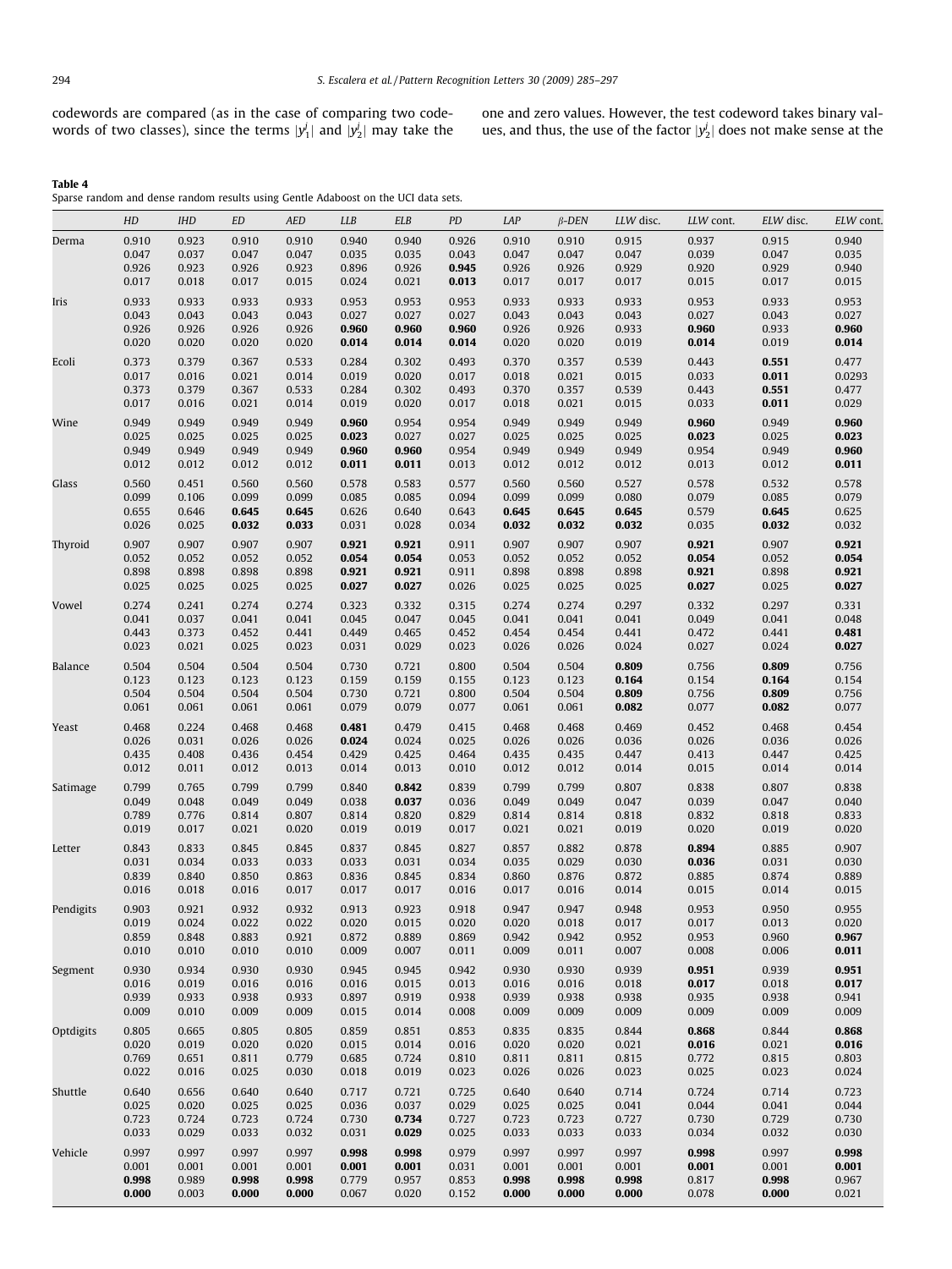codewords are compared (as in the case of comparing two codewords of two classes), since the terms $|y_1^j|$ and $|y_2^j|$ may take the one and zero values. However, the test codeword takes binary values, and thus, the use of the factor $|y_2^j|$ does not make sense at the

**Table 4**
Sparse random and dense random results using Gentle Adaboost on the UCI data sets.

| | *HD* | *IHD* | *ED* | *AED* | *LLB* | *ELB* | *PD* | *LAP* | *β-DEN* | *LLW* disc. | *LLW* cont. | *ELW* disc. | *ELW* cont. |
|---|---|---|---|---|---|---|---|---|---|---|---|---|---|
| Derma | 0.910 | 0.923 | 0.910 | 0.910 | 0.940 | 0.940 | 0.926 | 0.910 | 0.910 | 0.915 | 0.937 | 0.915 | 0.940 |
| | 0.047 | 0.037 | 0.047 | 0.047 | 0.035 | 0.035 | 0.043 | 0.047 | 0.047 | 0.047 | 0.039 | 0.047 | 0.035 |
| | 0.926 | 0.923 | 0.926 | 0.923 | 0.896 | 0.926 | **0.945** | 0.926 | 0.926 | 0.929 | 0.920 | 0.929 | 0.940 |
| | 0.017 | 0.018 | 0.017 | 0.015 | 0.024 | 0.021 | **0.013** | 0.017 | 0.017 | 0.017 | 0.015 | 0.017 | 0.015 |
| Iris | 0.933 | 0.933 | 0.933 | 0.933 | 0.953 | 0.953 | 0.953 | 0.933 | 0.933 | 0.933 | 0.953 | 0.933 | 0.953 |
| | 0.043 | 0.043 | 0.043 | 0.043 | 0.027 | 0.027 | 0.027 | 0.043 | 0.043 | 0.043 | 0.027 | 0.043 | 0.027 |
| | 0.926 | 0.926 | 0.926 | 0.926 | **0.960** | **0.960** | **0.960** | 0.926 | 0.926 | 0.933 | **0.960** | 0.933 | **0.960** |
| | 0.020 | 0.020 | 0.020 | 0.020 | **0.014** | **0.014** | **0.014** | 0.020 | 0.020 | 0.019 | **0.014** | 0.019 | **0.014** |
| Ecoli | 0.373 | 0.379 | 0.367 | 0.533 | 0.284 | 0.302 | 0.493 | 0.370 | 0.357 | 0.539 | 0.443 | **0.551** | 0.477 |
| | 0.017 | 0.016 | 0.021 | 0.014 | 0.019 | 0.020 | 0.017 | 0.018 | 0.021 | 0.015 | 0.033 | **0.011** | 0.0293 |
| | 0.373 | 0.379 | 0.367 | 0.533 | 0.284 | 0.302 | 0.493 | 0.370 | 0.357 | 0.539 | 0.443 | **0.551** | 0.477 |
| | 0.017 | 0.016 | 0.021 | 0.014 | 0.019 | 0.020 | 0.017 | 0.018 | 0.021 | 0.015 | 0.033 | **0.011** | 0.029 |
| Wine | 0.949 | 0.949 | 0.949 | 0.949 | **0.960** | 0.954 | 0.954 | 0.949 | 0.949 | 0.949 | **0.960** | 0.949 | **0.960** |
| | 0.025 | 0.025 | 0.025 | 0.025 | **0.023** | 0.027 | 0.027 | 0.025 | 0.025 | 0.025 | **0.023** | 0.025 | **0.023** |
| | 0.949 | 0.949 | 0.949 | 0.949 | **0.960** | **0.960** | 0.954 | 0.949 | 0.949 | 0.949 | 0.954 | 0.949 | **0.960** |
| | 0.012 | 0.012 | 0.012 | 0.012 | **0.011** | **0.011** | 0.013 | 0.012 | 0.012 | 0.012 | 0.013 | 0.012 | **0.011** |
| Glass | 0.560 | 0.451 | 0.560 | 0.560 | 0.578 | 0.583 | 0.577 | 0.560 | 0.560 | 0.527 | 0.578 | 0.532 | 0.578 |
| | 0.099 | 0.106 | 0.099 | 0.099 | 0.085 | 0.085 | 0.094 | 0.099 | 0.099 | 0.080 | 0.079 | 0.085 | 0.079 |
| | 0.655 | 0.646 | **0.645** | **0.645** | 0.626 | 0.640 | 0.643 | **0.645** | **0.645** | **0.645** | 0.579 | **0.645** | 0.625 |
| | 0.026 | 0.025 | **0.032** | **0.033** | 0.031 | 0.028 | 0.034 | **0.032** | **0.032** | **0.032** | 0.035 | **0.032** | 0.032 |
| Thyroid | 0.907 | 0.907 | 0.907 | 0.907 | **0.921** | **0.921** | 0.911 | 0.907 | 0.907 | 0.907 | **0.921** | 0.907 | **0.921** |
| | 0.052 | 0.052 | 0.052 | 0.052 | **0.054** | **0.054** | 0.053 | 0.052 | 0.052 | 0.052 | **0.054** | 0.052 | **0.054** |
| | 0.898 | 0.898 | 0.898 | 0.898 | **0.921** | **0.921** | 0.911 | 0.898 | 0.898 | 0.898 | **0.921** | 0.898 | **0.921** |
| | 0.025 | 0.025 | 0.025 | 0.025 | **0.027** | **0.027** | 0.026 | 0.025 | 0.025 | 0.025 | **0.027** | 0.025 | **0.027** |
| Vowel | 0.274 | 0.241 | 0.274 | 0.274 | 0.323 | 0.332 | 0.315 | 0.274 | 0.274 | 0.297 | 0.332 | 0.297 | 0.331 |
| | 0.041 | 0.037 | 0.041 | 0.041 | 0.045 | 0.047 | 0.045 | 0.041 | 0.041 | 0.041 | 0.049 | 0.041 | 0.048 |
| | 0.443 | 0.373 | 0.452 | 0.441 | 0.449 | 0.465 | 0.452 | 0.454 | 0.454 | 0.441 | 0.472 | 0.441 | **0.481** |
| | 0.023 | 0.021 | 0.025 | 0.023 | 0.031 | 0.029 | 0.023 | 0.026 | 0.026 | 0.024 | 0.027 | 0.024 | **0.027** |
| Balance | 0.504 | 0.504 | 0.504 | 0.504 | 0.730 | 0.721 | 0.800 | 0.504 | 0.504 | **0.809** | 0.756 | **0.809** | 0.756 |
| | 0.123 | 0.123 | 0.123 | 0.123 | 0.159 | 0.159 | 0.155 | 0.123 | 0.123 | **0.164** | 0.154 | **0.164** | 0.154 |
| | 0.504 | 0.504 | 0.504 | 0.504 | 0.730 | 0.721 | 0.800 | 0.504 | 0.504 | **0.809** | 0.756 | **0.809** | 0.756 |
| | 0.061 | 0.061 | 0.061 | 0.061 | 0.079 | 0.079 | 0.077 | 0.061 | 0.061 | **0.082** | 0.077 | **0.082** | 0.077 |
| Yeast | 0.468 | 0.224 | 0.468 | 0.468 | **0.481** | 0.479 | 0.415 | 0.468 | 0.468 | 0.469 | 0.452 | 0.468 | 0.454 |
| | 0.026 | 0.031 | 0.026 | 0.026 | **0.024** | 0.024 | 0.025 | 0.026 | 0.026 | 0.036 | 0.026 | 0.036 | 0.026 |
| | 0.435 | 0.408 | 0.436 | 0.454 | 0.429 | 0.425 | 0.464 | 0.435 | 0.435 | 0.447 | 0.413 | 0.447 | 0.425 |
| | 0.012 | 0.011 | 0.012 | 0.013 | 0.014 | 0.013 | 0.010 | 0.012 | 0.012 | 0.014 | 0.015 | 0.014 | 0.014 |
| Satimage | 0.799 | 0.765 | 0.799 | 0.799 | 0.840 | **0.842** | 0.839 | 0.799 | 0.799 | 0.807 | 0.838 | 0.807 | 0.838 |
| | 0.049 | 0.048 | 0.049 | 0.049 | 0.038 | **0.037** | 0.036 | 0.049 | 0.049 | 0.047 | 0.039 | 0.047 | 0.040 |
| | 0.789 | 0.776 | 0.814 | 0.807 | 0.814 | 0.820 | 0.829 | 0.814 | 0.814 | 0.818 | 0.832 | 0.818 | 0.833 |
| | 0.019 | 0.017 | 0.021 | 0.020 | 0.019 | 0.019 | 0.017 | 0.021 | 0.021 | 0.019 | 0.020 | 0.019 | 0.020 |
| Letter | 0.843 | 0.833 | 0.845 | 0.845 | 0.837 | 0.845 | 0.827 | 0.857 | 0.882 | 0.878 | **0.894** | 0.885 | 0.907 |
| | 0.031 | 0.034 | 0.033 | 0.033 | 0.033 | 0.031 | 0.034 | 0.035 | 0.029 | 0.030 | **0.036** | 0.031 | 0.030 |
| | 0.839 | 0.840 | 0.850 | 0.863 | 0.836 | 0.845 | 0.834 | 0.860 | 0.876 | 0.872 | 0.885 | 0.874 | 0.889 |
| | 0.016 | 0.018 | 0.016 | 0.017 | 0.017 | 0.017 | 0.016 | 0.017 | 0.016 | 0.014 | 0.015 | 0.014 | 0.015 |
| Pendigits | 0.903 | 0.921 | 0.932 | 0.932 | 0.913 | 0.923 | 0.918 | 0.947 | 0.947 | 0.948 | 0.953 | 0.950 | 0.955 |
| | 0.019 | 0.024 | 0.022 | 0.022 | 0.020 | 0.015 | 0.020 | 0.020 | 0.018 | 0.017 | 0.017 | 0.013 | 0.020 |
| | 0.859 | 0.848 | 0.883 | 0.921 | 0.872 | 0.889 | 0.869 | 0.942 | 0.942 | 0.952 | 0.953 | 0.960 | **0.967** |
| | 0.010 | 0.010 | 0.010 | 0.010 | 0.009 | 0.007 | 0.011 | 0.009 | 0.011 | 0.007 | 0.008 | 0.006 | **0.011** |
| Segment | 0.930 | 0.934 | 0.930 | 0.930 | 0.945 | 0.945 | 0.942 | 0.930 | 0.930 | 0.939 | **0.951** | 0.939 | **0.951** |
| | 0.016 | 0.019 | 0.016 | 0.016 | 0.016 | 0.015 | 0.013 | 0.016 | 0.016 | 0.018 | **0.017** | 0.018 | **0.017** |
| | 0.939 | 0.933 | 0.938 | 0.933 | 0.897 | 0.919 | 0.938 | 0.939 | 0.938 | 0.938 | 0.935 | 0.938 | 0.941 |
| | 0.009 | 0.010 | 0.009 | 0.009 | 0.015 | 0.014 | 0.008 | 0.009 | 0.009 | 0.009 | 0.009 | 0.009 | 0.009 |
| Optdigits | 0.805 | 0.665 | 0.805 | 0.805 | 0.859 | 0.851 | 0.853 | 0.835 | 0.835 | 0.844 | **0.868** | 0.844 | **0.868** |
| | 0.020 | 0.019 | 0.020 | 0.020 | 0.015 | 0.014 | 0.016 | 0.020 | 0.020 | 0.021 | **0.016** | 0.021 | **0.016** |
| | 0.769 | 0.651 | 0.811 | 0.779 | 0.685 | 0.724 | 0.810 | 0.811 | 0.811 | 0.815 | 0.772 | 0.815 | 0.803 |
| | 0.022 | 0.016 | 0.025 | 0.030 | 0.018 | 0.019 | 0.023 | 0.026 | 0.026 | 0.023 | 0.025 | 0.023 | 0.024 |
| Shuttle | 0.640 | 0.656 | 0.640 | 0.640 | 0.717 | 0.721 | 0.725 | 0.640 | 0.640 | 0.714 | 0.724 | 0.714 | 0.723 |
| | 0.025 | 0.020 | 0.025 | 0.025 | 0.036 | 0.037 | 0.029 | 0.025 | 0.025 | 0.041 | 0.044 | 0.041 | 0.044 |
| | 0.723 | 0.724 | 0.723 | 0.724 | 0.730 | **0.734** | 0.727 | 0.723 | 0.723 | 0.727 | 0.730 | 0.729 | 0.730 |
| | 0.033 | 0.029 | 0.033 | 0.032 | 0.031 | **0.029** | 0.025 | 0.033 | 0.033 | 0.033 | 0.034 | 0.032 | 0.030 |
| Vehicle | 0.997 | 0.997 | 0.997 | 0.997 | **0.998** | **0.998** | 0.979 | 0.997 | 0.997 | 0.997 | **0.998** | 0.997 | **0.998** |
| | 0.001 | 0.001 | 0.001 | 0.001 | **0.001** | **0.001** | 0.031 | 0.001 | 0.001 | 0.001 | **0.001** | 0.001 | **0.001** |
| | **0.998** | 0.989 | **0.998** | **0.998** | 0.779 | 0.957 | 0.853 | **0.998** | **0.998** | **0.998** | 0.817 | **0.998** | 0.967 |
| | **0.000** | 0.003 | **0.000** | **0.000** | 0.067 | 0.020 | 0.152 | **0.000** | **0.000** | **0.000** | 0.078 | **0.000** | 0.021 |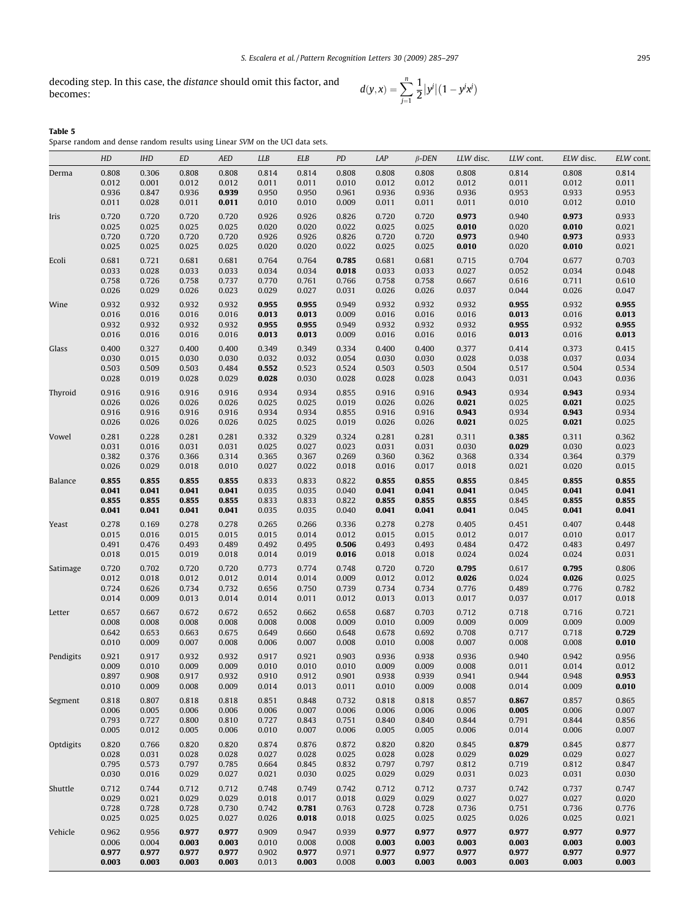decoding step. In this case, the *distance* should omit this factor, and becomes:

$$d(y,x) = \sum_{j=1}^{n} \frac{1}{2}|y^j|\left(1 - y^j x^j\right)$$

**Table 5**
Sparse random and dense random results using Linear *SVM* on the UCI data sets.

| | *HD* | *IHD* | *ED* | *AED* | *LLB* | *ELB* | *PD* | *LAP* | *β-DEN* | *LLW* disc. | *LLW* cont. | *ELW* disc. | *ELW* cont. |
|---|---|---|---|---|---|---|---|---|---|---|---|---|---|
| Derma | 0.808 | 0.306 | 0.808 | 0.808 | 0.814 | 0.814 | 0.808 | 0.808 | 0.808 | 0.808 | 0.814 | 0.808 | 0.814 |
| | 0.012 | 0.001 | 0.012 | 0.012 | 0.011 | 0.011 | 0.010 | 0.012 | 0.012 | 0.012 | 0.011 | 0.012 | 0.011 |
| | 0.936 | 0.847 | 0.936 | **0.939** | 0.950 | 0.950 | 0.961 | 0.936 | 0.936 | 0.936 | 0.953 | 0.933 | 0.953 |
| | 0.011 | 0.028 | 0.011 | **0.011** | 0.010 | 0.010 | 0.009 | 0.011 | 0.011 | 0.011 | 0.010 | 0.012 | 0.010 |
| Iris | 0.720 | 0.720 | 0.720 | 0.720 | 0.926 | 0.926 | 0.826 | 0.720 | 0.720 | **0.973** | 0.940 | **0.973** | 0.933 |
| | 0.025 | 0.025 | 0.025 | 0.025 | 0.020 | 0.020 | 0.022 | 0.025 | 0.025 | **0.010** | 0.020 | **0.010** | 0.021 |
| | 0.720 | 0.720 | 0.720 | 0.720 | 0.926 | 0.926 | 0.826 | 0.720 | 0.720 | **0.973** | 0.940 | **0.973** | 0.933 |
| | 0.025 | 0.025 | 0.025 | 0.025 | 0.020 | 0.020 | 0.022 | 0.025 | 0.025 | **0.010** | 0.020 | **0.010** | 0.021 |
| Ecoli | 0.681 | 0.721 | 0.681 | 0.681 | 0.764 | 0.764 | **0.785** | 0.681 | 0.681 | 0.715 | 0.704 | 0.677 | 0.703 |
| | 0.033 | 0.028 | 0.033 | 0.033 | 0.034 | 0.034 | **0.018** | 0.033 | 0.033 | 0.027 | 0.052 | 0.034 | 0.048 |
| | 0.758 | 0.726 | 0.758 | 0.737 | 0.770 | 0.761 | 0.766 | 0.758 | 0.758 | 0.667 | 0.616 | 0.711 | 0.610 |
| | 0.026 | 0.029 | 0.026 | 0.023 | 0.029 | 0.027 | 0.031 | 0.026 | 0.026 | 0.037 | 0.044 | 0.026 | 0.047 |
| Wine | 0.932 | 0.932 | 0.932 | 0.932 | **0.955** | **0.955** | 0.949 | 0.932 | 0.932 | 0.932 | **0.955** | 0.932 | **0.955** |
| | 0.016 | 0.016 | 0.016 | 0.016 | **0.013** | **0.013** | 0.009 | 0.016 | 0.016 | 0.016 | **0.013** | 0.016 | **0.013** |
| | 0.932 | 0.932 | 0.932 | 0.932 | **0.955** | **0.955** | 0.949 | 0.932 | 0.932 | 0.932 | **0.955** | 0.932 | **0.955** |
| | 0.016 | 0.016 | 0.016 | 0.016 | **0.013** | **0.013** | 0.009 | 0.016 | 0.016 | 0.016 | **0.013** | 0.016 | **0.013** |
| Glass | 0.400 | 0.327 | 0.400 | 0.400 | 0.349 | 0.349 | 0.334 | 0.400 | 0.400 | 0.377 | 0.414 | 0.373 | 0.415 |
| | 0.030 | 0.015 | 0.030 | 0.030 | 0.032 | 0.032 | 0.054 | 0.030 | 0.030 | 0.028 | 0.038 | 0.037 | 0.034 |
| | 0.503 | 0.509 | 0.503 | 0.484 | **0.552** | 0.523 | 0.524 | 0.503 | 0.503 | 0.504 | 0.517 | 0.504 | 0.534 |
| | 0.028 | 0.019 | 0.028 | 0.029 | **0.028** | 0.030 | 0.028 | 0.028 | 0.028 | 0.043 | 0.031 | 0.043 | 0.036 |
| Thyroid | 0.916 | 0.916 | 0.916 | 0.916 | 0.934 | 0.934 | 0.855 | 0.916 | 0.916 | **0.943** | 0.934 | **0.943** | 0.934 |
| | 0.026 | 0.026 | 0.026 | 0.026 | 0.025 | 0.025 | 0.019 | 0.026 | 0.026 | **0.021** | 0.025 | **0.021** | 0.025 |
| | 0.916 | 0.916 | 0.916 | 0.916 | 0.934 | 0.934 | 0.855 | 0.916 | 0.916 | **0.943** | 0.934 | **0.943** | 0.934 |
| | 0.026 | 0.026 | 0.026 | 0.026 | 0.025 | 0.025 | 0.019 | 0.026 | 0.026 | **0.021** | 0.025 | **0.021** | 0.025 |
| Vowel | 0.281 | 0.228 | 0.281 | 0.281 | 0.332 | 0.329 | 0.324 | 0.281 | 0.281 | 0.311 | **0.385** | 0.311 | 0.362 |
| | 0.031 | 0.016 | 0.031 | 0.031 | 0.025 | 0.027 | 0.023 | 0.031 | 0.031 | 0.030 | **0.029** | 0.030 | 0.023 |
| | 0.382 | 0.376 | 0.366 | 0.314 | 0.365 | 0.367 | 0.269 | 0.360 | 0.362 | 0.368 | 0.334 | 0.364 | 0.379 |
| | 0.026 | 0.029 | 0.018 | 0.010 | 0.027 | 0.022 | 0.018 | 0.016 | 0.017 | 0.018 | 0.021 | 0.020 | 0.015 |
| Balance | **0.855** | **0.855** | **0.855** | **0.855** | 0.833 | 0.833 | 0.822 | **0.855** | **0.855** | **0.855** | 0.845 | **0.855** | **0.855** |
| | **0.041** | **0.041** | **0.041** | **0.041** | 0.035 | 0.035 | 0.040 | **0.041** | **0.041** | **0.041** | 0.045 | **0.041** | **0.041** |
| | **0.855** | **0.855** | **0.855** | **0.855** | 0.833 | 0.833 | 0.822 | **0.855** | **0.855** | **0.855** | 0.845 | **0.855** | **0.855** |
| | **0.041** | **0.041** | **0.041** | **0.041** | 0.035 | 0.035 | 0.040 | **0.041** | **0.041** | **0.041** | 0.045 | **0.041** | **0.041** |
| Yeast | 0.278 | 0.169 | 0.278 | 0.278 | 0.265 | 0.266 | 0.336 | 0.278 | 0.278 | 0.405 | 0.451 | 0.407 | 0.448 |
| | 0.015 | 0.016 | 0.015 | 0.015 | 0.015 | 0.014 | 0.012 | 0.015 | 0.015 | 0.012 | 0.017 | 0.010 | 0.017 |
| | 0.491 | 0.476 | 0.493 | 0.489 | 0.492 | 0.495 | **0.506** | 0.493 | 0.493 | 0.484 | 0.472 | 0.483 | 0.497 |
| | 0.018 | 0.015 | 0.019 | 0.018 | 0.014 | 0.019 | **0.016** | 0.018 | 0.018 | 0.024 | 0.024 | 0.024 | 0.031 |
| Satimage | 0.720 | 0.702 | 0.720 | 0.720 | 0.773 | 0.774 | 0.748 | 0.720 | 0.720 | **0.795** | 0.617 | **0.795** | 0.806 |
| | 0.012 | 0.018 | 0.012 | 0.012 | 0.014 | 0.014 | 0.009 | 0.012 | 0.012 | **0.026** | 0.024 | **0.026** | 0.025 |
| | 0.724 | 0.626 | 0.734 | 0.732 | 0.656 | 0.750 | 0.739 | 0.734 | 0.734 | 0.776 | 0.489 | 0.776 | 0.782 |
| | 0.014 | 0.009 | 0.013 | 0.014 | 0.014 | 0.011 | 0.012 | 0.013 | 0.013 | 0.017 | 0.037 | 0.017 | 0.018 |
| Letter | 0.657 | 0.667 | 0.672 | 0.672 | 0.652 | 0.662 | 0.658 | 0.687 | 0.703 | 0.712 | 0.718 | 0.716 | 0.721 |
| | 0.008 | 0.008 | 0.008 | 0.008 | 0.008 | 0.008 | 0.009 | 0.010 | 0.009 | 0.009 | 0.009 | 0.009 | 0.009 |
| | 0.642 | 0.653 | 0.663 | 0.675 | 0.649 | 0.660 | 0.648 | 0.678 | 0.692 | 0.708 | 0.717 | 0.718 | **0.729** |
| | 0.010 | 0.009 | 0.007 | 0.008 | 0.006 | 0.007 | 0.008 | 0.010 | 0.008 | 0.007 | 0.008 | 0.008 | **0.010** |
| Pendigits | 0.921 | 0.917 | 0.932 | 0.932 | 0.917 | 0.921 | 0.903 | 0.936 | 0.938 | 0.936 | 0.940 | 0.942 | 0.956 |
| | 0.009 | 0.010 | 0.009 | 0.009 | 0.010 | 0.010 | 0.010 | 0.009 | 0.009 | 0.008 | 0.011 | 0.014 | 0.012 |
| | 0.897 | 0.908 | 0.917 | 0.932 | 0.910 | 0.912 | 0.901 | 0.938 | 0.939 | 0.941 | 0.944 | 0.948 | **0.953** |
| | 0.010 | 0.009 | 0.008 | 0.009 | 0.014 | 0.013 | 0.011 | 0.010 | 0.009 | 0.008 | 0.014 | 0.009 | **0.010** |
| Segment | 0.818 | 0.807 | 0.818 | 0.818 | 0.851 | 0.848 | 0.732 | 0.818 | 0.818 | 0.857 | **0.867** | 0.857 | 0.865 |
| | 0.006 | 0.005 | 0.006 | 0.006 | 0.006 | 0.007 | 0.006 | 0.006 | 0.006 | 0.006 | **0.005** | 0.006 | 0.007 |
| | 0.793 | 0.727 | 0.800 | 0.810 | 0.727 | 0.843 | 0.751 | 0.840 | 0.840 | 0.844 | 0.791 | 0.844 | 0.856 |
| | 0.005 | 0.012 | 0.005 | 0.006 | 0.010 | 0.007 | 0.006 | 0.005 | 0.005 | 0.006 | 0.014 | 0.006 | 0.007 |
| Optdigits | 0.820 | 0.766 | 0.820 | 0.820 | 0.874 | 0.876 | 0.872 | 0.820 | 0.820 | 0.845 | **0.879** | 0.845 | 0.877 |
| | 0.028 | 0.031 | 0.028 | 0.028 | 0.027 | 0.028 | 0.025 | 0.028 | 0.028 | 0.029 | **0.029** | 0.029 | 0.027 |
| | 0.795 | 0.573 | 0.797 | 0.785 | 0.664 | 0.845 | 0.832 | 0.797 | 0.797 | 0.812 | 0.719 | 0.812 | 0.847 |
| | 0.030 | 0.016 | 0.029 | 0.027 | 0.021 | 0.030 | 0.025 | 0.029 | 0.029 | 0.031 | 0.023 | 0.031 | 0.030 |
| Shuttle | 0.712 | 0.744 | 0.712 | 0.712 | 0.748 | 0.749 | 0.742 | 0.712 | 0.712 | 0.737 | 0.742 | 0.737 | 0.747 |
| | 0.029 | 0.021 | 0.029 | 0.029 | 0.018 | 0.017 | 0.018 | 0.029 | 0.029 | 0.027 | 0.027 | 0.027 | 0.020 |
| | 0.728 | 0.728 | 0.728 | 0.730 | 0.742 | **0.781** | 0.763 | 0.728 | 0.728 | 0.736 | 0.751 | 0.736 | 0.776 |
| | 0.025 | 0.025 | 0.025 | 0.027 | 0.026 | **0.018** | 0.018 | 0.025 | 0.025 | 0.025 | 0.026 | 0.025 | 0.021 |
| Vehicle | 0.962 | 0.956 | **0.977** | **0.977** | 0.909 | 0.947 | 0.939 | **0.977** | **0.977** | **0.977** | **0.977** | **0.977** | **0.977** |
| | 0.006 | 0.004 | **0.003** | **0.003** | 0.010 | 0.008 | 0.008 | **0.003** | **0.003** | **0.003** | **0.003** | **0.003** | **0.003** |
| | **0.977** | **0.977** | **0.977** | **0.977** | 0.902 | **0.977** | 0.971 | **0.977** | **0.977** | **0.977** | **0.977** | **0.977** | **0.977** |
| | **0.003** | **0.003** | **0.003** | **0.003** | 0.013 | **0.003** | 0.008 | **0.003** | **0.003** | **0.003** | **0.003** | **0.003** | **0.003** |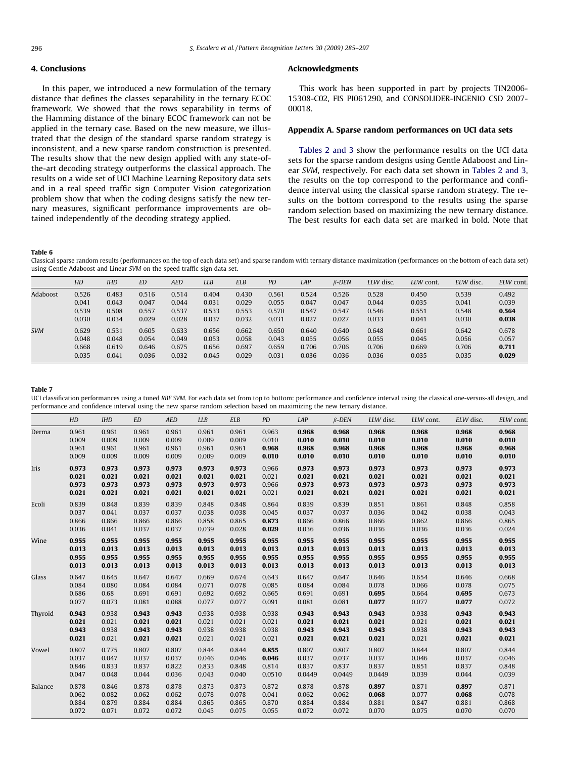## 4. Conclusions

In this paper, we introduced a new formulation of the ternary distance that defines the classes separability in the ternary ECOC framework. We showed that the rows separability in terms of the Hamming distance of the binary ECOC framework can not be applied in the ternary case. Based on the new measure, we illustrated that the design of the standard sparse random strategy is inconsistent, and a new sparse random construction is presented. The results show that the new design applied with any state-of-the-art decoding strategy outperforms the classical approach. The results on a wide set of UCI Machine Learning Repository data sets and in a real speed traffic sign Computer Vision categorization problem show that when the coding designs satisfy the new ternary measures, significant performance improvements are obtained independently of the decoding strategy applied.

## Acknowledgments

This work has been supported in part by projects TIN2006-15308-C02, FIS PI061290, and CONSOLIDER-INGENIO CSD 2007-00018.

## Appendix A. Sparse random performances on UCI data sets

Tables 2 and 3 show the performance results on the UCI data sets for the sparse random designs using Gentle Adaboost and Linear *SVM*, respectively. For each data set shown in Tables 2 and 3, the results on the top correspond to the performance and confidence interval using the classical sparse random strategy. The results on the bottom correspond to the results using the sparse random selection based on maximizing the new ternary distance. The best results for each data set are marked in bold. Note that

**Table 6**
Classical sparse random results (performances on the top of each data set) and sparse random with ternary distance maximization (performances on the bottom of each data set) using Gentle Adaboost and Linear *SVM* on the speed traffic sign data set.

| | *HD* | *IHD* | *ED* | *AED* | *LLB* | *ELB* | *PD* | *LAP* | *β-DEN* | *LLW* disc. | *LLW* cont. | *ELW* disc. | *ELW* cont. |
|---|---|---|---|---|---|---|---|---|---|---|---|---|---|
| Adaboost | 0.526 | 0.483 | 0.516 | 0.514 | 0.404 | 0.430 | 0.561 | 0.524 | 0.526 | 0.528 | 0.450 | 0.539 | 0.492 |
| | 0.041 | 0.043 | 0.047 | 0.044 | 0.031 | 0.029 | 0.055 | 0.047 | 0.047 | 0.044 | 0.035 | 0.041 | 0.039 |
| | 0.539 | 0.508 | 0.557 | 0.537 | 0.533 | 0.553 | 0.570 | 0.547 | 0.547 | 0.546 | 0.551 | 0.548 | **0.564** |
| | 0.030 | 0.034 | 0.029 | 0.028 | 0.037 | 0.032 | 0.031 | 0.027 | 0.027 | 0.033 | 0.041 | 0.030 | **0.038** |
| *SVM* | 0.629 | 0.531 | 0.605 | 0.633 | 0.656 | 0.662 | 0.650 | 0.640 | 0.640 | 0.648 | 0.661 | 0.642 | 0.678 |
| | 0.048 | 0.048 | 0.054 | 0.049 | 0.053 | 0.058 | 0.043 | 0.055 | 0.056 | 0.055 | 0.045 | 0.056 | 0.057 |
| | 0.668 | 0.619 | 0.646 | 0.675 | 0.656 | 0.697 | 0.659 | 0.706 | 0.706 | 0.706 | 0.669 | 0.706 | **0.711** |
| | 0.035 | 0.041 | 0.036 | 0.032 | 0.045 | 0.029 | 0.031 | 0.036 | 0.036 | 0.036 | 0.035 | 0.035 | **0.029** |

**Table 7**
UCI classification performances using a tuned *RBF SVM*. For each data set from top to bottom: performance and confidence interval using the classical one-versus-all design, and performance and confidence interval using the new sparse random selection based on maximizing the new ternary distance.

| | *HD* | *IHD* | *ED* | *AED* | *LLB* | *ELB* | *PD* | *LAP* | *β-DEN* | *LLW* disc. | *LLW* cont. | *ELW* disc. | *ELW* cont. |
|---|---|---|---|---|---|---|---|---|---|---|---|---|---|
| Derma | 0.961 | 0.961 | 0.961 | 0.961 | 0.961 | 0.961 | 0.963 | **0.968** | **0.968** | **0.968** | **0.968** | **0.968** | **0.968** |
| | 0.009 | 0.009 | 0.009 | 0.009 | 0.009 | 0.009 | 0.010 | **0.010** | **0.010** | **0.010** | **0.010** | **0.010** | **0.010** |
| | 0.961 | 0.961 | 0.961 | 0.961 | 0.961 | 0.961 | **0.968** | **0.968** | **0.968** | **0.968** | **0.968** | **0.968** | **0.968** |
| | 0.009 | 0.009 | 0.009 | 0.009 | 0.009 | 0.009 | **0.010** | **0.010** | **0.010** | **0.010** | **0.010** | **0.010** | **0.010** |
| Iris | **0.973** | **0.973** | **0.973** | **0.973** | **0.973** | **0.973** | 0.966 | **0.973** | **0.973** | **0.973** | **0.973** | **0.973** | **0.973** |
| | **0.021** | **0.021** | **0.021** | **0.021** | **0.021** | **0.021** | 0.021 | **0.021** | **0.021** | **0.021** | **0.021** | **0.021** | **0.021** |
| | **0.973** | **0.973** | **0.973** | **0.973** | **0.973** | **0.973** | 0.966 | **0.973** | **0.973** | **0.973** | **0.973** | **0.973** | **0.973** |
| | **0.021** | **0.021** | **0.021** | **0.021** | **0.021** | **0.021** | 0.021 | **0.021** | **0.021** | **0.021** | **0.021** | **0.021** | **0.021** |
| Ecoli | 0.839 | 0.848 | 0.839 | 0.839 | 0.848 | 0.848 | 0.864 | 0.839 | 0.839 | 0.851 | 0.861 | 0.848 | 0.858 |
| | 0.037 | 0.041 | 0.037 | 0.037 | 0.038 | 0.038 | 0.045 | 0.037 | 0.037 | 0.036 | 0.042 | 0.038 | 0.043 |
| | 0.866 | 0.866 | 0.866 | 0.866 | 0.858 | 0.865 | **0.873** | 0.866 | 0.866 | 0.866 | 0.862 | 0.866 | 0.865 |
| | 0.036 | 0.041 | 0.037 | 0.037 | 0.039 | 0.028 | **0.029** | 0.036 | 0.036 | 0.036 | 0.036 | 0.036 | 0.024 |
| Wine | **0.955** | **0.955** | **0.955** | **0.955** | **0.955** | **0.955** | **0.955** | **0.955** | **0.955** | **0.955** | **0.955** | **0.955** | **0.955** |
| | **0.013** | **0.013** | **0.013** | **0.013** | **0.013** | **0.013** | **0.013** | **0.013** | **0.013** | **0.013** | **0.013** | **0.013** | **0.013** |
| | **0.955** | **0.955** | **0.955** | **0.955** | **0.955** | **0.955** | **0.955** | **0.955** | **0.955** | **0.955** | **0.955** | **0.955** | **0.955** |
| | **0.013** | **0.013** | **0.013** | **0.013** | **0.013** | **0.013** | **0.013** | **0.013** | **0.013** | **0.013** | **0.013** | **0.013** | **0.013** |
| Glass | 0.647 | 0.645 | 0.647 | 0.647 | 0.669 | 0.674 | 0.643 | 0.647 | 0.647 | 0.646 | 0.654 | 0.646 | 0.668 |
| | 0.084 | 0.080 | 0.084 | 0.084 | 0.071 | 0.078 | 0.085 | 0.084 | 0.084 | 0.078 | 0.066 | 0.078 | 0.075 |
| | 0.686 | 0.68 | 0.691 | 0.691 | 0.692 | 0.692 | 0.665 | 0.691 | 0.691 | **0.695** | 0.664 | **0.695** | 0.673 |
| | 0.077 | 0.073 | 0.081 | 0.088 | 0.077 | 0.077 | 0.091 | 0.081 | 0.081 | **0.077** | 0.077 | **0.077** | 0.072 |
| Thyroid | **0.943** | 0.938 | **0.943** | **0.943** | 0.938 | 0.938 | 0.938 | **0.943** | **0.943** | **0.943** | 0.938 | **0.943** | **0.943** |
| | **0.021** | 0.021 | **0.021** | **0.021** | 0.021 | 0.021 | 0.021 | **0.021** | **0.021** | **0.021** | 0.021 | **0.021** | **0.021** |
| | **0.943** | 0.938 | **0.943** | **0.943** | 0.938 | 0.938 | 0.938 | **0.943** | **0.943** | **0.943** | 0.938 | **0.943** | **0.943** |
| | **0.021** | 0.021 | **0.021** | **0.021** | 0.021 | 0.021 | 0.021 | **0.021** | **0.021** | **0.021** | 0.021 | **0.021** | **0.021** |
| Vowel | 0.807 | 0.775 | 0.807 | 0.807 | 0.844 | 0.844 | **0.855** | 0.807 | 0.807 | 0.807 | 0.844 | 0.807 | 0.844 |
| | 0.037 | 0.047 | 0.037 | 0.037 | 0.046 | 0.046 | **0.046** | 0.037 | 0.037 | 0.037 | 0.046 | 0.037 | 0.046 |
| | 0.846 | 0.833 | 0.837 | 0.822 | 0.833 | 0.848 | 0.814 | 0.837 | 0.837 | 0.837 | 0.851 | 0.837 | 0.848 |
| | 0.047 | 0.048 | 0.044 | 0.036 | 0.043 | 0.040 | 0.0510 | 0.0449 | 0.0449 | 0.0449 | 0.039 | 0.044 | 0.039 |
| Balance | 0.878 | 0.846 | 0.878 | 0.878 | 0.873 | 0.873 | 0.872 | 0.878 | 0.878 | **0.897** | 0.871 | **0.897** | 0.871 |
| | 0.062 | 0.082 | 0.062 | 0.062 | 0.078 | 0.078 | 0.041 | 0.062 | 0.062 | **0.068** | 0.077 | **0.068** | 0.078 |
| | 0.884 | 0.879 | 0.884 | 0.884 | 0.865 | 0.865 | 0.870 | 0.884 | 0.884 | 0.881 | 0.847 | 0.881 | 0.868 |
| | 0.072 | 0.071 | 0.072 | 0.072 | 0.045 | 0.075 | 0.055 | 0.072 | 0.072 | 0.070 | 0.075 | 0.070 | 0.070 |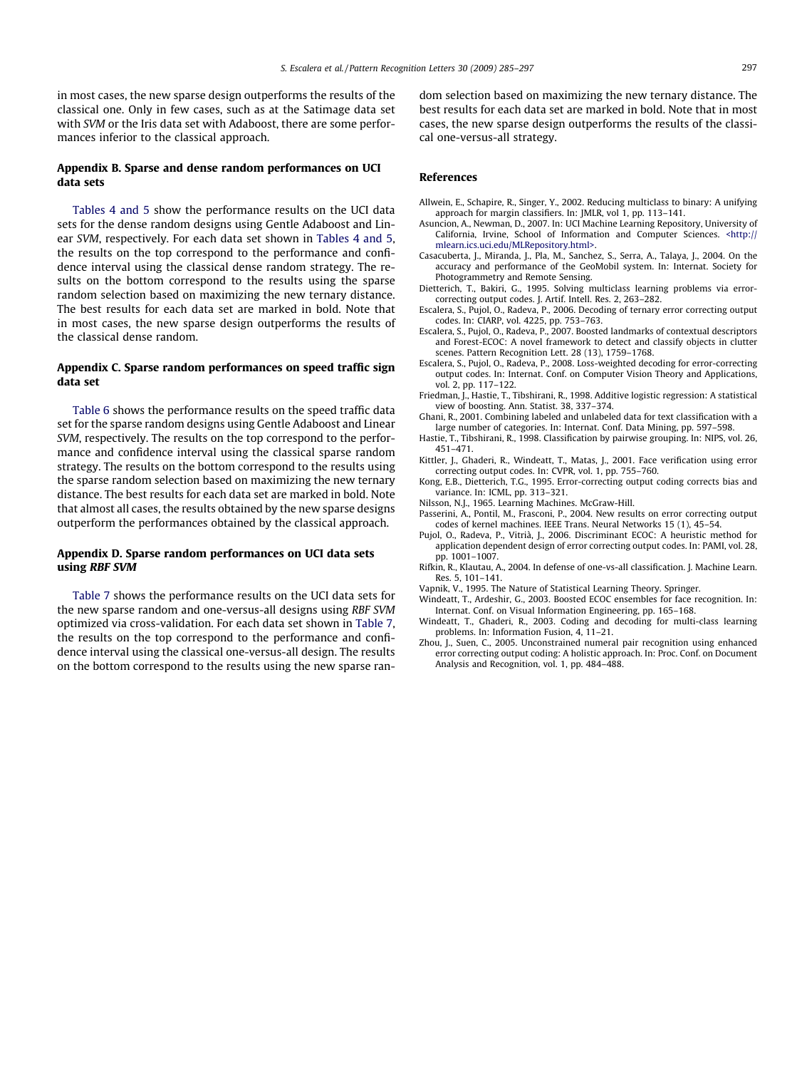in most cases, the new sparse design outperforms the results of the classical one. Only in few cases, such as at the Satimage data set with *SVM* or the Iris data set with Adaboost, there are some performances inferior to the classical approach.

## Appendix B. Sparse and dense random performances on UCI data sets

Tables 4 and 5 show the performance results on the UCI data sets for the dense random designs using Gentle Adaboost and Linear *SVM*, respectively. For each data set shown in Tables 4 and 5, the results on the top correspond to the performance and confidence interval using the classical dense random strategy. The results on the bottom correspond to the results using the sparse random selection based on maximizing the new ternary distance. The best results for each data set are marked in bold. Note that in most cases, the new sparse design outperforms the results of the classical dense random.

## Appendix C. Sparse random performances on speed traffic sign data set

Table 6 shows the performance results on the speed traffic data set for the sparse random designs using Gentle Adaboost and Linear *SVM*, respectively. The results on the top correspond to the performance and confidence interval using the classical sparse random strategy. The results on the bottom correspond to the results using the sparse random selection based on maximizing the new ternary distance. The best results for each data set are marked in bold. Note that almost all cases, the results obtained by the new sparse designs outperform the performances obtained by the classical approach.

## Appendix D. Sparse random performances on UCI data sets using *RBF SVM*

Table 7 shows the performance results on the UCI data sets for the new sparse random and one-versus-all designs using *RBF SVM* optimized via cross-validation. For each data set shown in Table 7, the results on the top correspond to the performance and confidence interval using the classical one-versus-all design. The results on the bottom correspond to the results using the new sparse random selection based on maximizing the new ternary distance. The best results for each data set are marked in bold. Note that in most cases, the new sparse design outperforms the results of the classical one-versus-all strategy.

## References

Allwein, E., Schapire, R., Singer, Y., 2002. Reducing multiclass to binary: A unifying approach for margin classifiers. In: JMLR, vol 1, pp. 113–141.

Asuncion, A., Newman, D., 2007. In: UCI Machine Learning Repository, University of California, Irvine, School of Information and Computer Sciences. <http://mlearn.ics.uci.edu/MLRepository.html>.

Casacuberta, J., Miranda, J., Pla, M., Sanchez, S., Serra, A., Talaya, J., 2004. On the accuracy and performance of the GeoMobil system. In: Internat. Society for Photogrammetry and Remote Sensing.

Dietterich, T., Bakiri, G., 1995. Solving multiclass learning problems via error-correcting output codes. J. Artif. Intell. Res. 2, 263–282.

Escalera, S., Pujol, O., Radeva, P., 2006. Decoding of ternary error correcting output codes. In: CIARP, vol. 4225, pp. 753–763.

Escalera, S., Pujol, O., Radeva, P., 2007. Boosted landmarks of contextual descriptors and Forest-ECOC: A novel framework to detect and classify objects in clutter scenes. Pattern Recognition Lett. 28 (13), 1759–1768.

Escalera, S., Pujol, O., Radeva, P., 2008. Loss-weighted decoding for error-correcting output codes. In: Internat. Conf. on Computer Vision Theory and Applications, vol. 2, pp. 117–122.

Friedman, J., Hastie, T., Tibshirani, R., 1998. Additive logistic regression: A statistical view of boosting. Ann. Statist. 38, 337–374.

Ghani, R., 2001. Combining labeled and unlabeled data for text classification with a large number of categories. In: Internat. Conf. Data Mining, pp. 597–598.

Hastie, T., Tibshirani, R., 1998. Classification by pairwise grouping. In: NIPS, vol. 26, 451–471.

Kittler, J., Ghaderi, R., Windeatt, T., Matas, J., 2001. Face verification using error correcting output codes. In: CVPR, vol. 1, pp. 755–760.

Kong, E.B., Dietterich, T.G., 1995. Error-correcting output coding corrects bias and variance. In: ICML, pp. 313–321.

Nilsson, N.J., 1965. Learning Machines. McGraw-Hill.

Passerini, A., Pontil, M., Frasconi, P., 2004. New results on error correcting output codes of kernel machines. IEEE Trans. Neural Networks 15 (1), 45–54.

Pujol, O., Radeva, P., Vitrià, J., 2006. Discriminant ECOC: A heuristic method for application dependent design of error correcting output codes. In: PAMI, vol. 28, pp. 1001–1007.

Rifkin, R., Klautau, A., 2004. In defense of one-vs-all classification. J. Machine Learn. Res. 5, 101–141.

Vapnik, V., 1995. The Nature of Statistical Learning Theory. Springer.

Windeatt, T., Ardeshir, G., 2003. Boosted ECOC ensembles for face recognition. In: Internat. Conf. on Visual Information Engineering, pp. 165–168.

Windeatt, T., Ghaderi, R., 2003. Coding and decoding for multi-class learning problems. In: Information Fusion, 4, 11–21.

Zhou, J., Suen, C., 2005. Unconstrained numeral pair recognition using enhanced error correcting output coding: A holistic approach. In: Proc. Conf. on Document Analysis and Recognition, vol. 1, pp. 484–488.